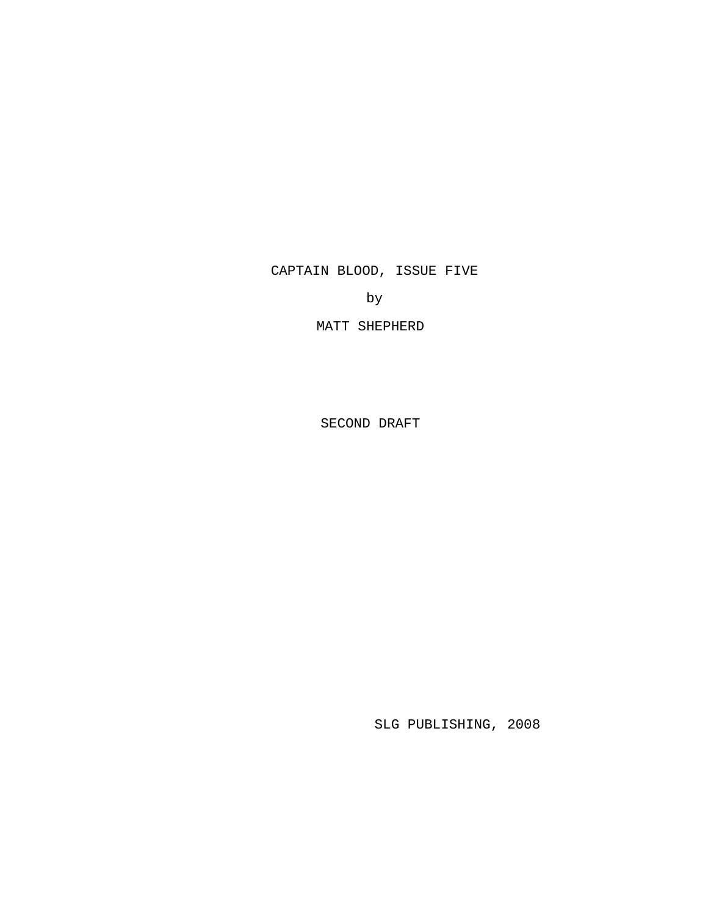# CAPTAIN BLOOD, ISSUE FIVE

by

MATT SHEPHERD

SECOND DRAFT

SLG PUBLISHING, 2008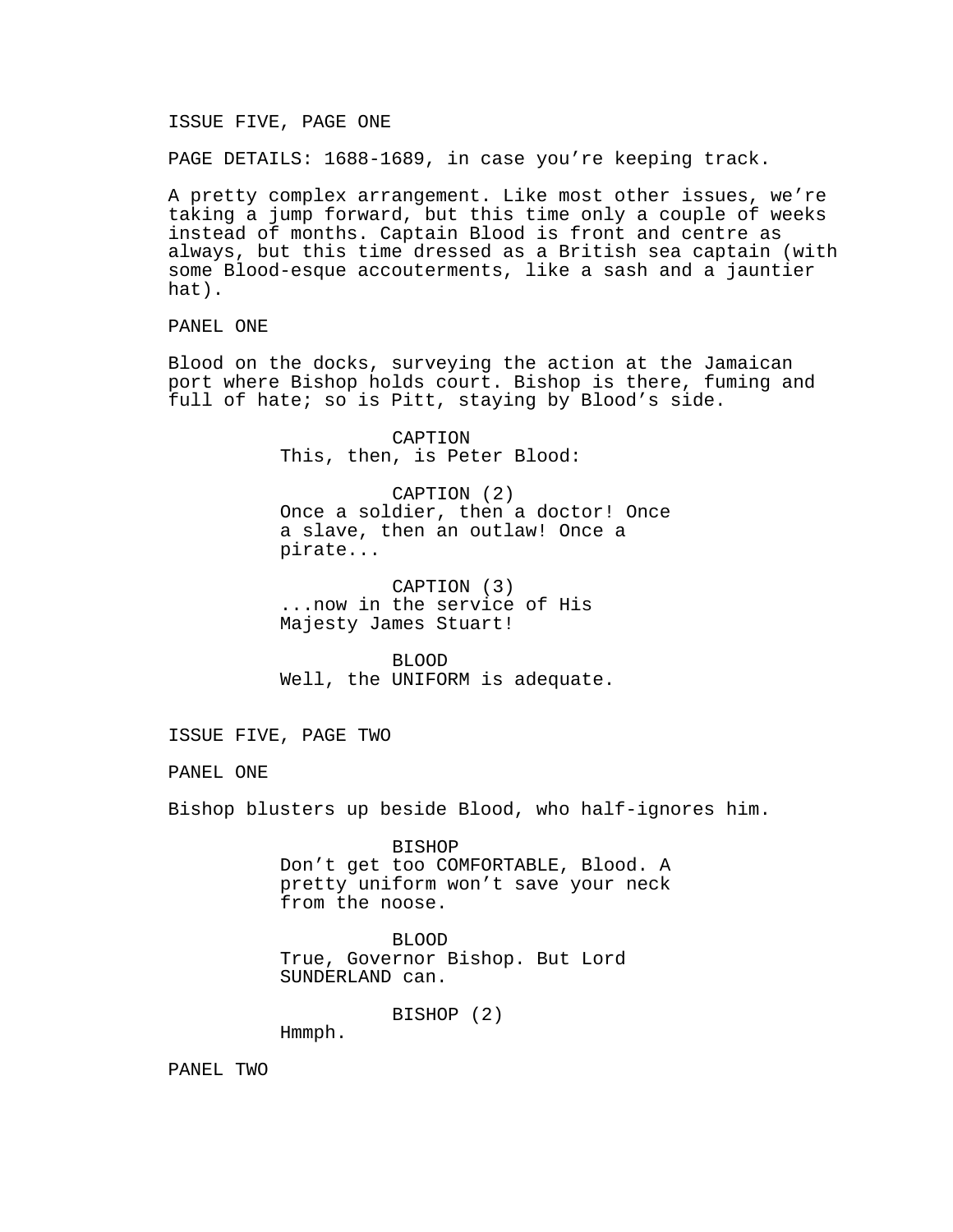ISSUE FIVE, PAGE ONE

PAGE DETAILS: 1688-1689, in case you're keeping track.

A pretty complex arrangement. Like most other issues, we're taking a jump forward, but this time only a couple of weeks instead of months. Captain Blood is front and centre as always, but this time dressed as a British sea captain (with some Blood-esque accouterments, like a sash and a jauntier hat).

PANEL ONE

Blood on the docks, surveying the action at the Jamaican port where Bishop holds court. Bishop is there, fuming and full of hate; so is Pitt, staying by Blood's side.

CAPTION
This, then, is Peter Blood:

CAPTION (2)
Once a soldier, then a doctor! Once a slave, then an outlaw! Once a pirate...

CAPTION (3)
...now in the service of His Majesty James Stuart!

BLOOD
Well, the UNIFORM is adequate.

ISSUE FIVE, PAGE TWO

PANEL ONE

Bishop blusters up beside Blood, who half-ignores him.

BISHOP
Don't get too COMFORTABLE, Blood. A pretty uniform won't save your neck from the noose.

BLOOD
True, Governor Bishop. But Lord SUNDERLAND can.

BISHOP (2)
Hmmph.

PANEL TWO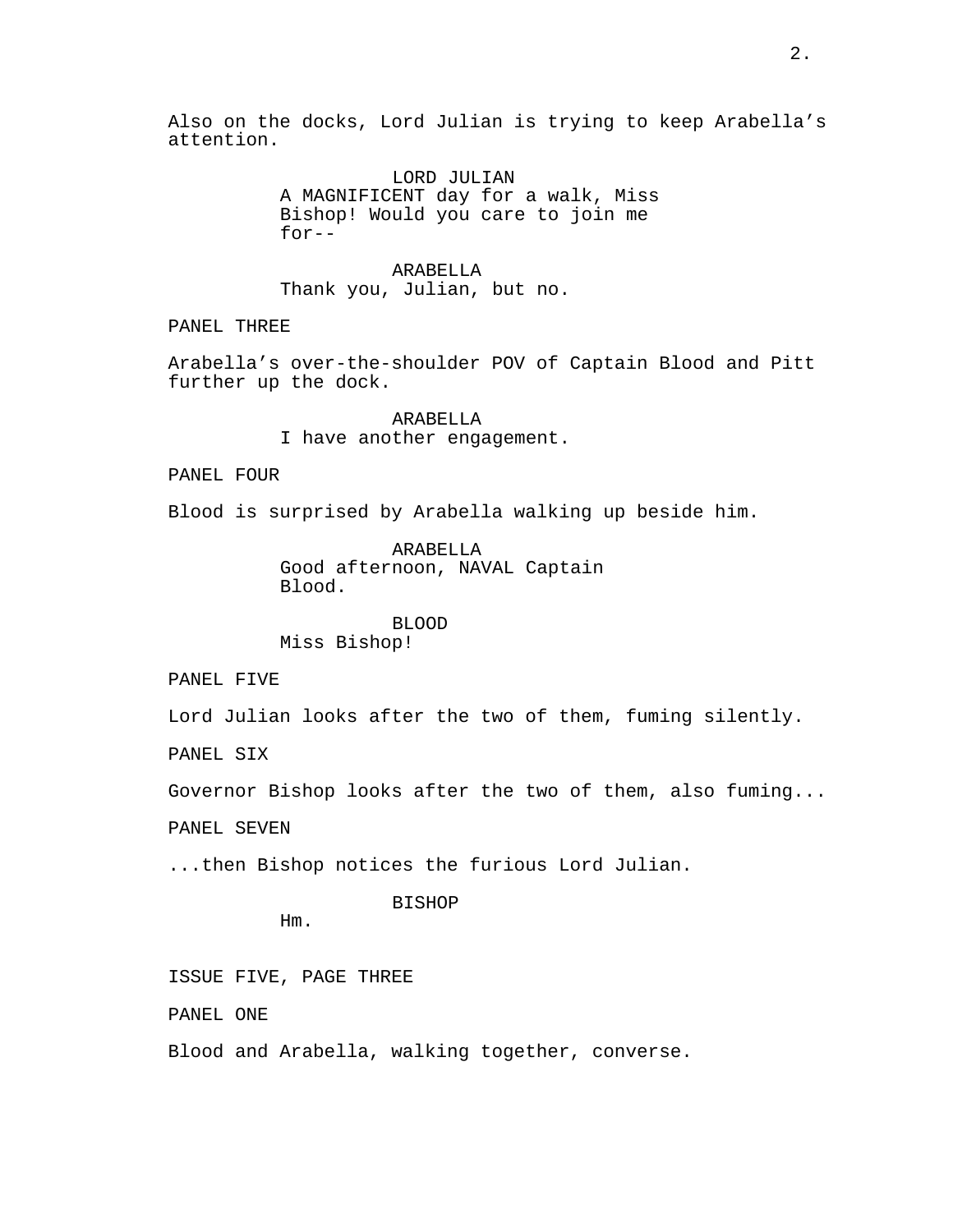Also on the docks, Lord Julian is trying to keep Arabella's attention.

LORD JULIAN
A MAGNIFICENT day for a walk, Miss Bishop! Would you care to join me for--

ARABELLA
Thank you, Julian, but no.

PANEL THREE

Arabella's over-the-shoulder POV of Captain Blood and Pitt further up the dock.

ARABELLA
I have another engagement.

PANEL FOUR

Blood is surprised by Arabella walking up beside him.

ARABELLA
Good afternoon, NAVAL Captain Blood.

BLOOD
Miss Bishop!

PANEL FIVE

Lord Julian looks after the two of them, fuming silently.

PANEL SIX

Governor Bishop looks after the two of them, also fuming...

PANEL SEVEN

...then Bishop notices the furious Lord Julian.

BISHOP
Hm.

ISSUE FIVE, PAGE THREE

PANEL ONE

Blood and Arabella, walking together, converse.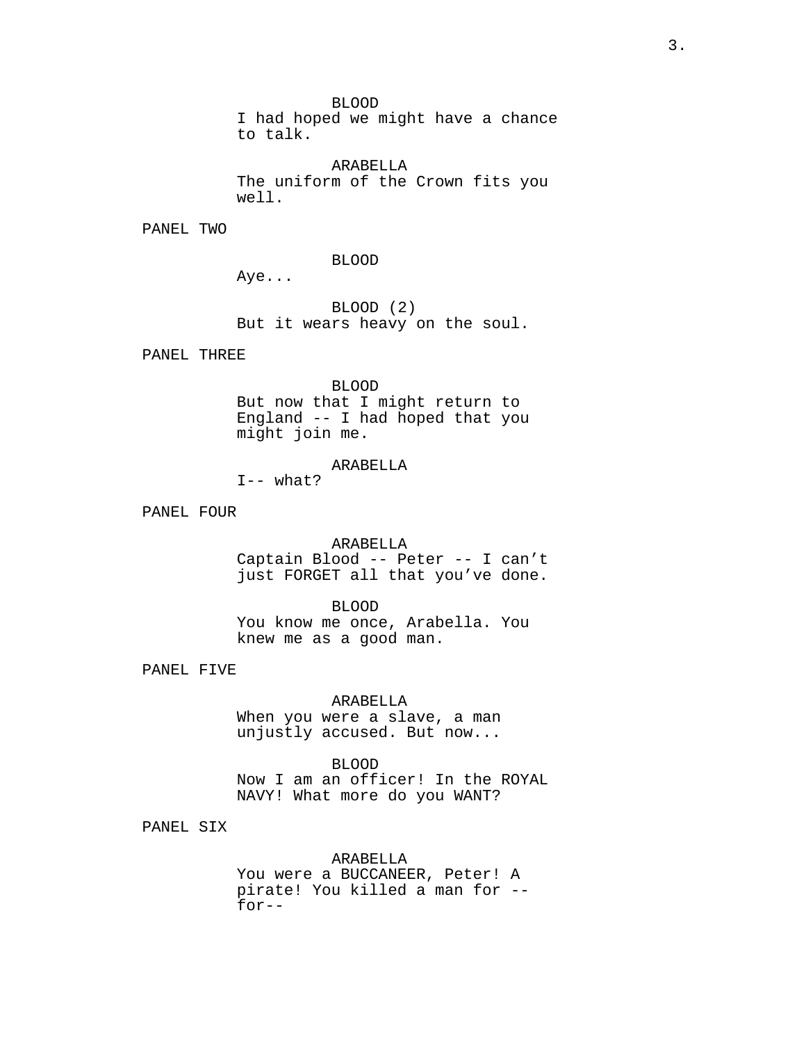BLOOD
I had hoped we might have a chance to talk.

ARABELLA
The uniform of the Crown fits you well.

PANEL TWO

BLOOD
Aye...

BLOOD (2)
But it wears heavy on the soul.

PANEL THREE

BLOOD
But now that I might return to England -- I had hoped that you might join me.

ARABELLA
I-- what?

PANEL FOUR

ARABELLA
Captain Blood -- Peter -- I can't just FORGET all that you've done.

BLOOD
You know me once, Arabella. You knew me as a good man.

PANEL FIVE

ARABELLA
When you were a slave, a man unjustly accused. But now...

BLOOD
Now I am an officer! In the ROYAL NAVY! What more do you WANT?

PANEL SIX

ARABELLA
You were a BUCCANEER, Peter! A pirate! You killed a man for -- for--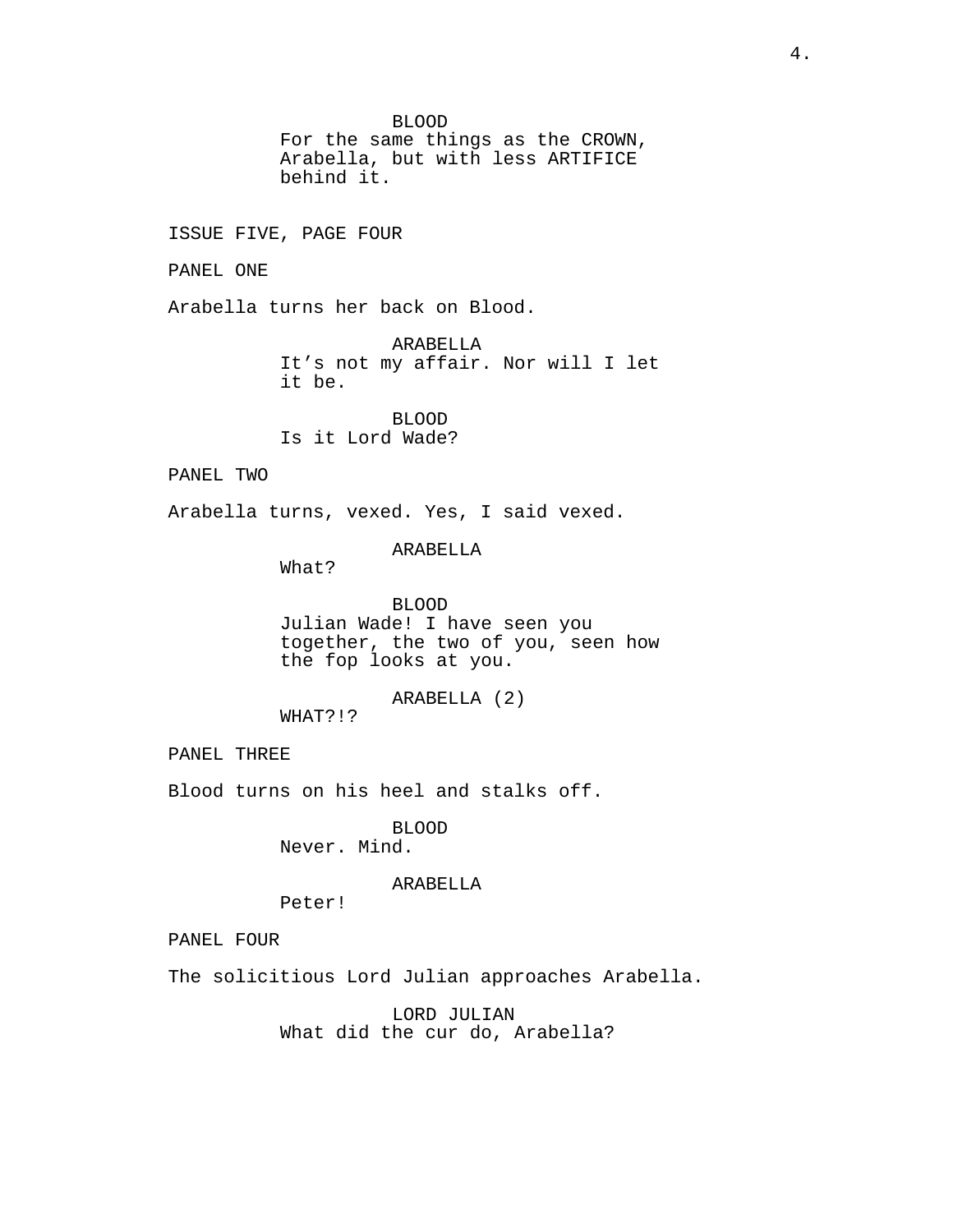BLOOD
For the same things as the CROWN, Arabella, but with less ARTIFICE behind it.

ISSUE FIVE, PAGE FOUR

PANEL ONE

Arabella turns her back on Blood.

ARABELLA
It's not my affair. Nor will I let it be.

BLOOD
Is it Lord Wade?

PANEL TWO

Arabella turns, vexed. Yes, I said vexed.

ARABELLA
What?

BLOOD
Julian Wade! I have seen you together, the two of you, seen how the fop looks at you.

ARABELLA (2)
WHAT?!?

PANEL THREE

Blood turns on his heel and stalks off.

BLOOD
Never. Mind.

ARABELLA
Peter!

PANEL FOUR

The solicitious Lord Julian approaches Arabella.

LORD JULIAN
What did the cur do, Arabella?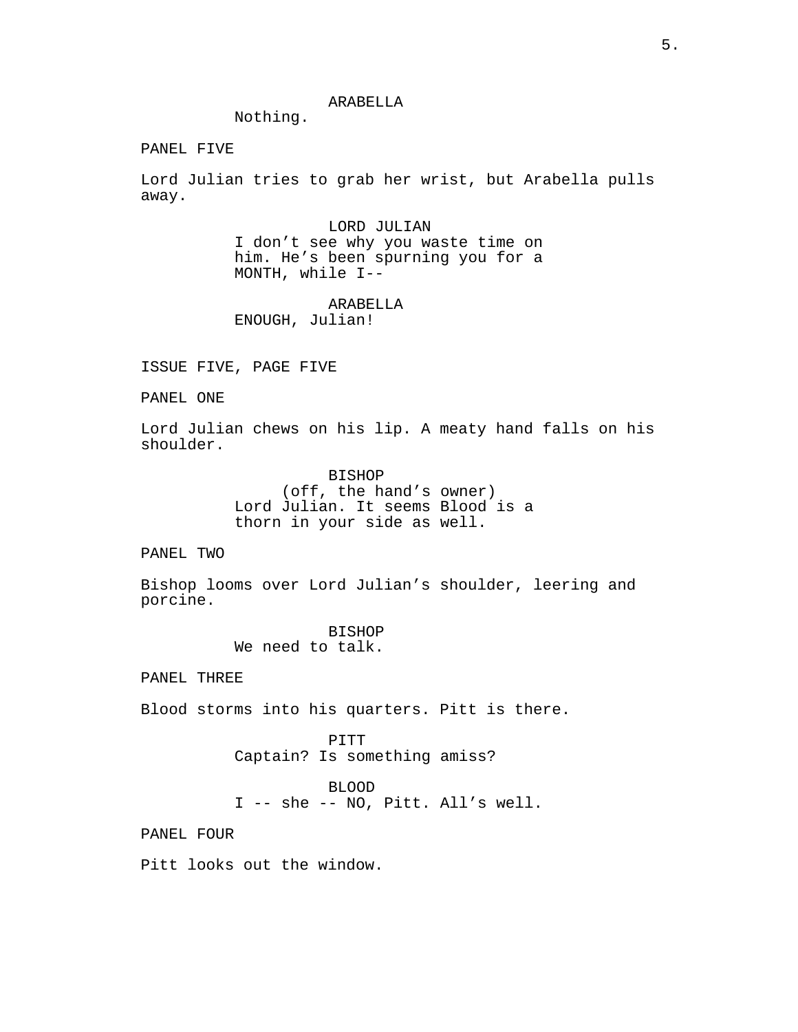ARABELLA

Nothing.

PANEL FIVE

Lord Julian tries to grab her wrist, but Arabella pulls away.

LORD JULIAN

I don't see why you waste time on him. He's been spurning you for a MONTH, while I--

ARABELLA

ENOUGH, Julian!

ISSUE FIVE, PAGE FIVE

PANEL ONE

Lord Julian chews on his lip. A meaty hand falls on his shoulder.

BISHOP

(off, the hand's owner)

Lord Julian. It seems Blood is a thorn in your side as well.

PANEL TWO

Bishop looms over Lord Julian's shoulder, leering and porcine.

BISHOP

We need to talk.

PANEL THREE

Blood storms into his quarters. Pitt is there.

PITT

Captain? Is something amiss?

BLOOD

I -- she -- NO, Pitt. All's well.

PANEL FOUR

Pitt looks out the window.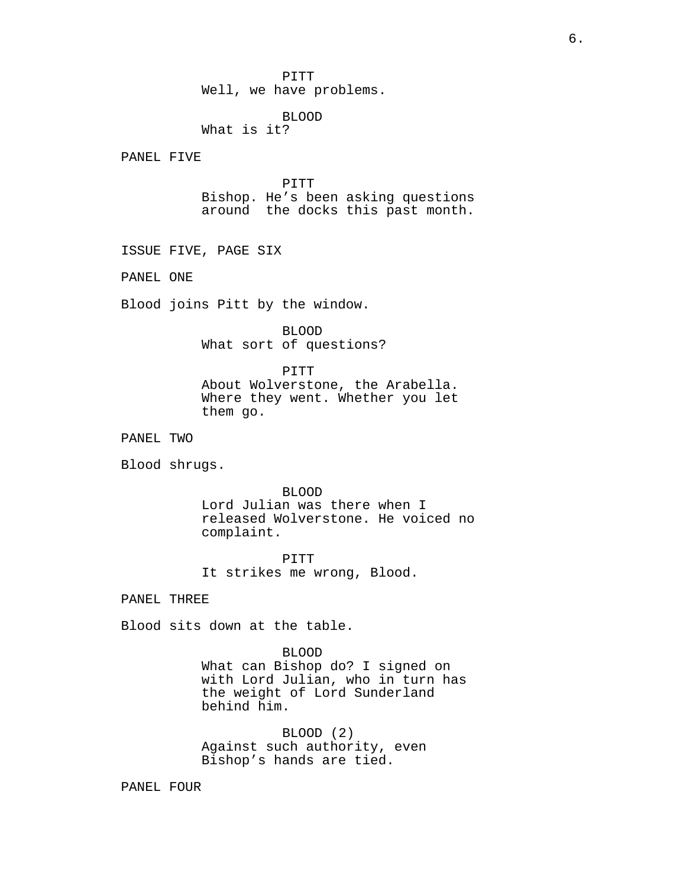PITT
Well, we have problems.

BLOOD
What is it?

PANEL FIVE

PITT
Bishop. He’s been asking questions around the docks this past month.

ISSUE FIVE, PAGE SIX

PANEL ONE

Blood joins Pitt by the window.

BLOOD
What sort of questions?

PITT
About Wolverstone, the Arabella. Where they went. Whether you let them go.

PANEL TWO

Blood shrugs.

BLOOD
Lord Julian was there when I released Wolverstone. He voiced no complaint.

PITT
It strikes me wrong, Blood.

PANEL THREE

Blood sits down at the table.

BLOOD
What can Bishop do? I signed on with Lord Julian, who in turn has the weight of Lord Sunderland behind him.

BLOOD (2)
Against such authority, even Bishop’s hands are tied.

PANEL FOUR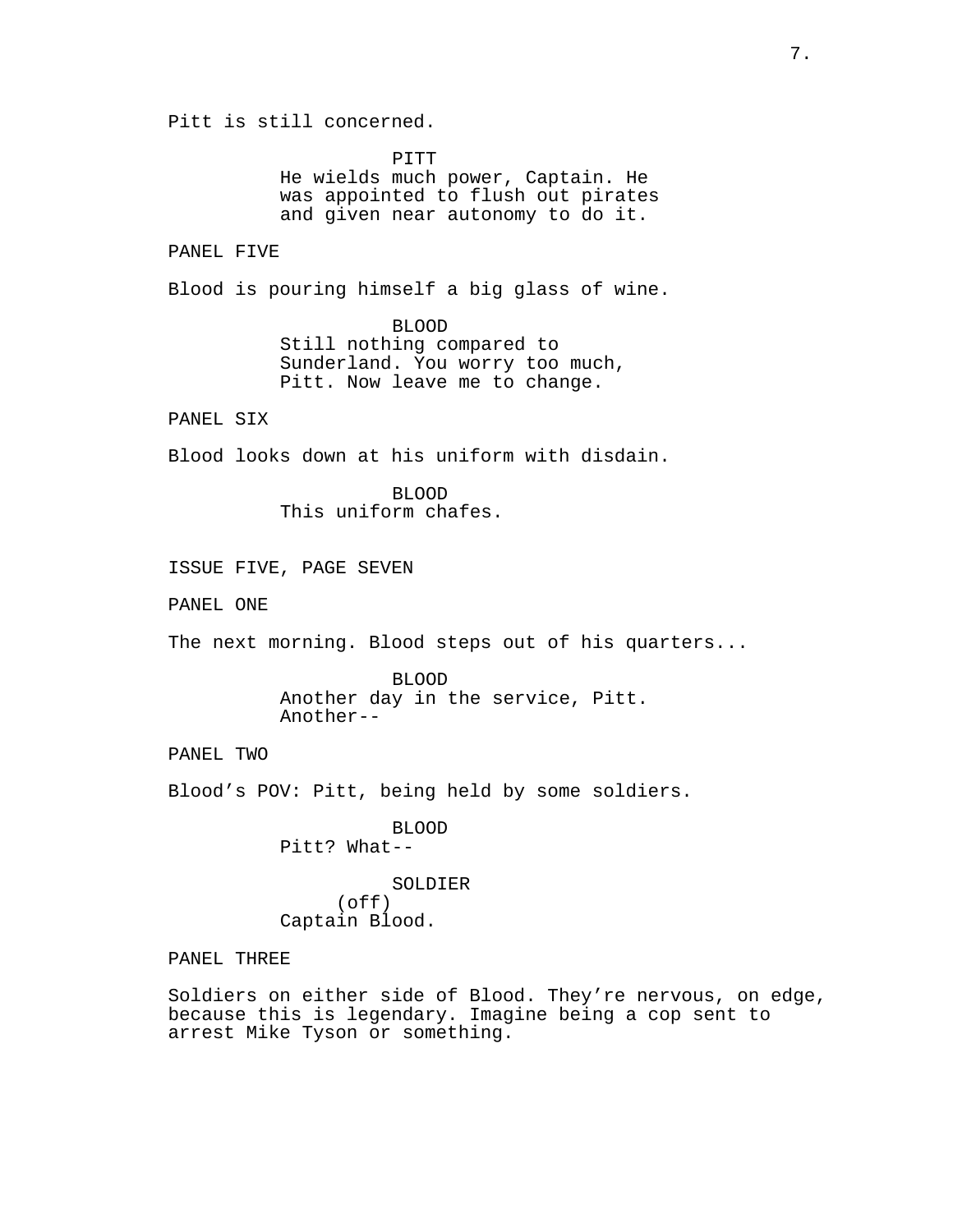Pitt is still concerned.

PITT
He wields much power, Captain. He was appointed to flush out pirates and given near autonomy to do it.

PANEL FIVE

Blood is pouring himself a big glass of wine.

BLOOD
Still nothing compared to Sunderland. You worry too much, Pitt. Now leave me to change.

PANEL SIX

Blood looks down at his uniform with disdain.

BLOOD
This uniform chafes.

ISSUE FIVE, PAGE SEVEN

PANEL ONE

The next morning. Blood steps out of his quarters...

BLOOD
Another day in the service, Pitt. Another--

PANEL TWO

Blood's POV: Pitt, being held by some soldiers.

BLOOD
Pitt? What--

SOLDIER
(off)
Captain Blood.

PANEL THREE

Soldiers on either side of Blood. They're nervous, on edge, because this is legendary. Imagine being a cop sent to arrest Mike Tyson or something.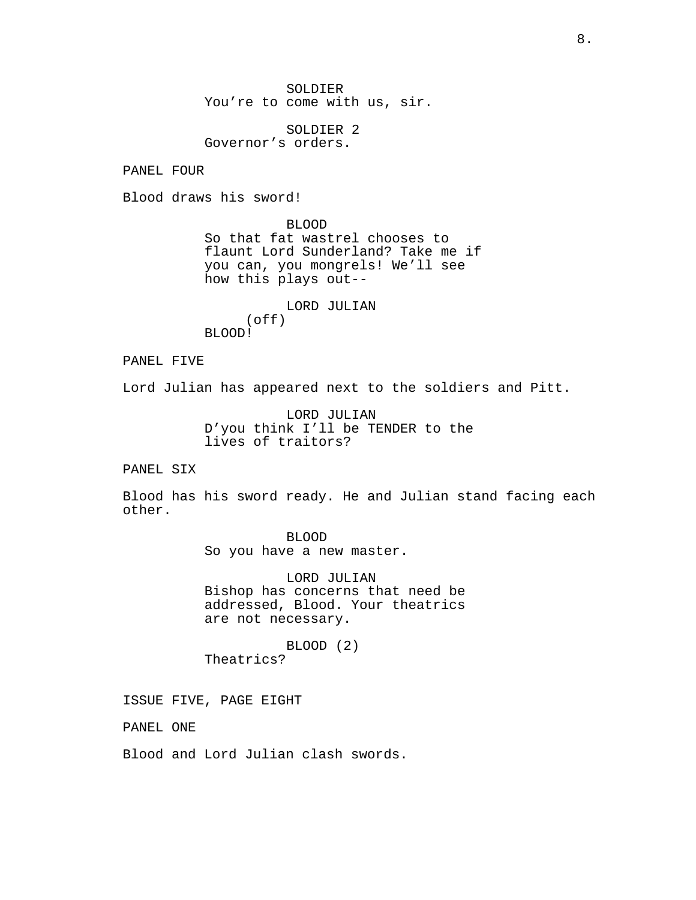SOLDIER
You're to come with us, sir.

SOLDIER 2
Governor's orders.

PANEL FOUR

Blood draws his sword!

BLOOD
So that fat wastrel chooses to flaunt Lord Sunderland? Take me if you can, you mongrels! We'll see how this plays out--

LORD JULIAN
(off)
BLOOD!

PANEL FIVE

Lord Julian has appeared next to the soldiers and Pitt.

LORD JULIAN
D'you think I'll be TENDER to the lives of traitors?

PANEL SIX

Blood has his sword ready. He and Julian stand facing each other.

BLOOD
So you have a new master.

LORD JULIAN
Bishop has concerns that need be addressed, Blood. Your theatrics are not necessary.

BLOOD (2)
Theatrics?

ISSUE FIVE, PAGE EIGHT

PANEL ONE

Blood and Lord Julian clash swords.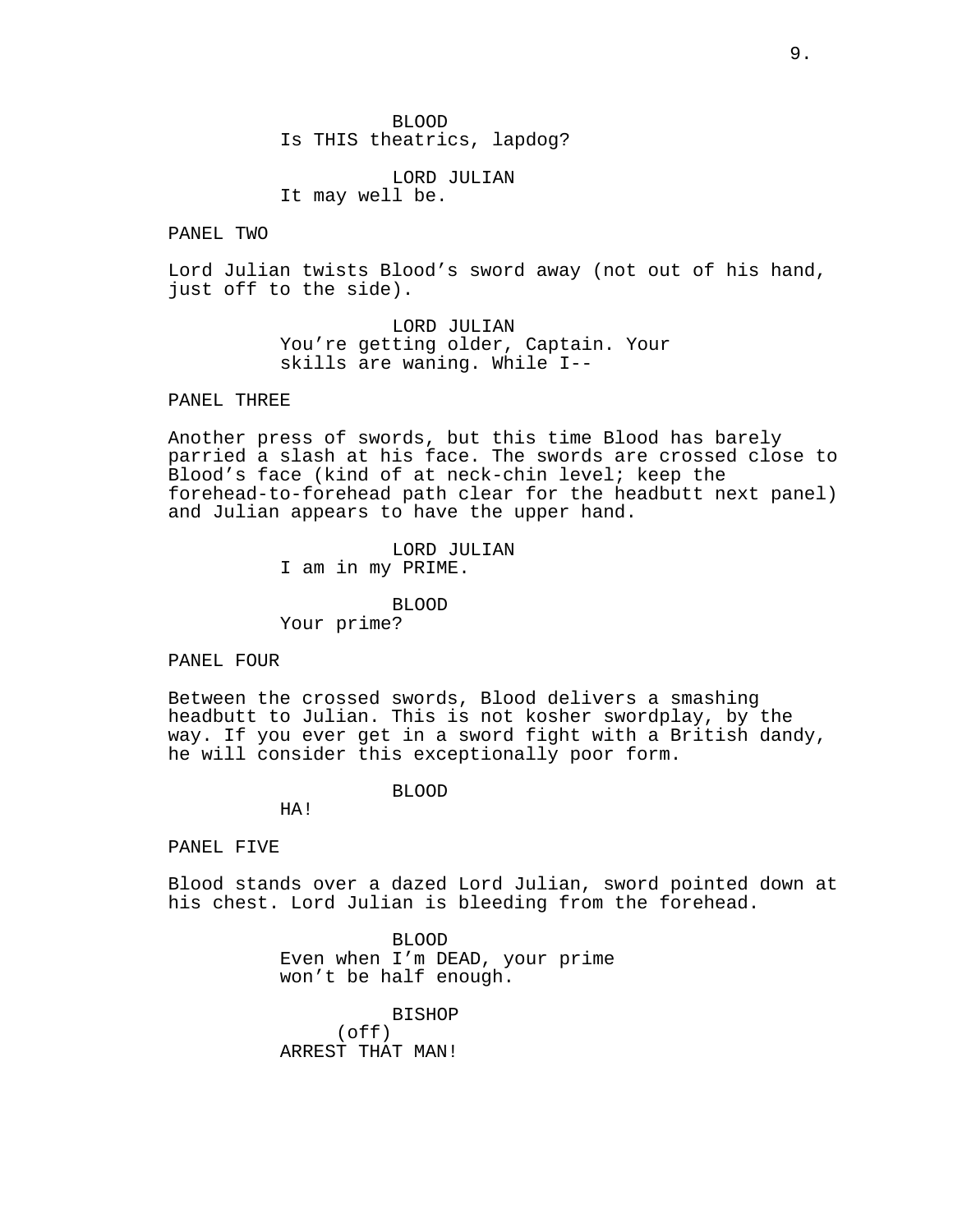BLOOD
Is THIS theatrics, lapdog?

LORD JULIAN
It may well be.

PANEL TWO

Lord Julian twists Blood's sword away (not out of his hand, just off to the side).

LORD JULIAN
You're getting older, Captain. Your skills are waning. While I--

PANEL THREE

Another press of swords, but this time Blood has barely parried a slash at his face. The swords are crossed close to Blood's face (kind of at neck-chin level; keep the forehead-to-forehead path clear for the headbutt next panel) and Julian appears to have the upper hand.

LORD JULIAN
I am in my PRIME.

BLOOD
Your prime?

PANEL FOUR

Between the crossed swords, Blood delivers a smashing headbutt to Julian. This is not kosher swordplay, by the way. If you ever get in a sword fight with a British dandy, he will consider this exceptionally poor form.

BLOOD
HA!

PANEL FIVE

Blood stands over a dazed Lord Julian, sword pointed down at his chest. Lord Julian is bleeding from the forehead.

BLOOD
Even when I'm DEAD, your prime won't be half enough.

BISHOP
(off)
ARREST THAT MAN!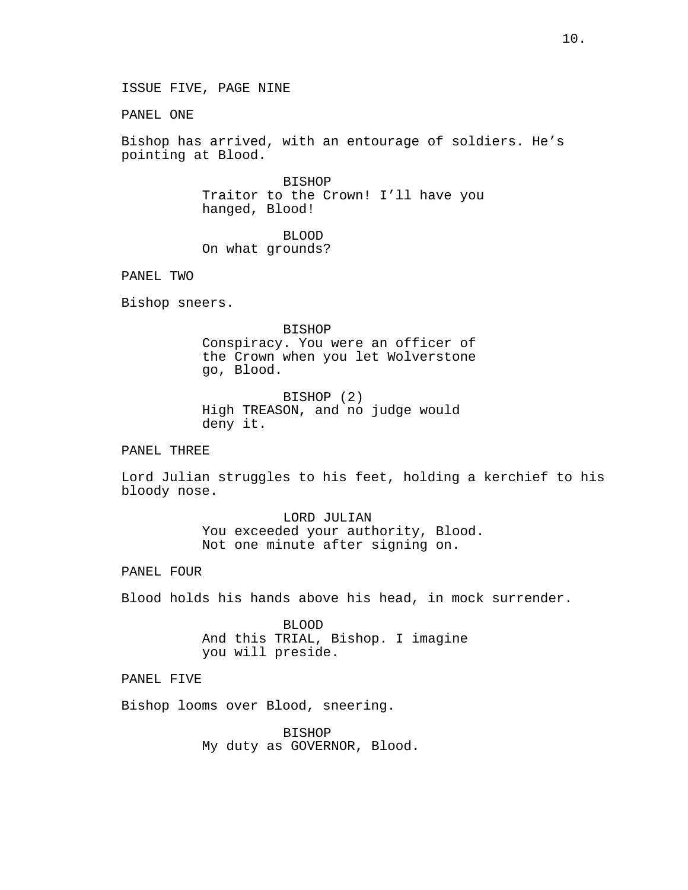ISSUE FIVE, PAGE NINE

PANEL ONE

Bishop has arrived, with an entourage of soldiers. He's pointing at Blood.

BISHOP
Traitor to the Crown! I'll have you hanged, Blood!

BLOOD
On what grounds?

PANEL TWO

Bishop sneers.

BISHOP
Conspiracy. You were an officer of the Crown when you let Wolverstone go, Blood.

BISHOP (2)
High TREASON, and no judge would deny it.

PANEL THREE

Lord Julian struggles to his feet, holding a kerchief to his bloody nose.

LORD JULIAN
You exceeded your authority, Blood. Not one minute after signing on.

PANEL FOUR

Blood holds his hands above his head, in mock surrender.

BLOOD
And this TRIAL, Bishop. I imagine you will preside.

PANEL FIVE

Bishop looms over Blood, sneering.

BISHOP
My duty as GOVERNOR, Blood.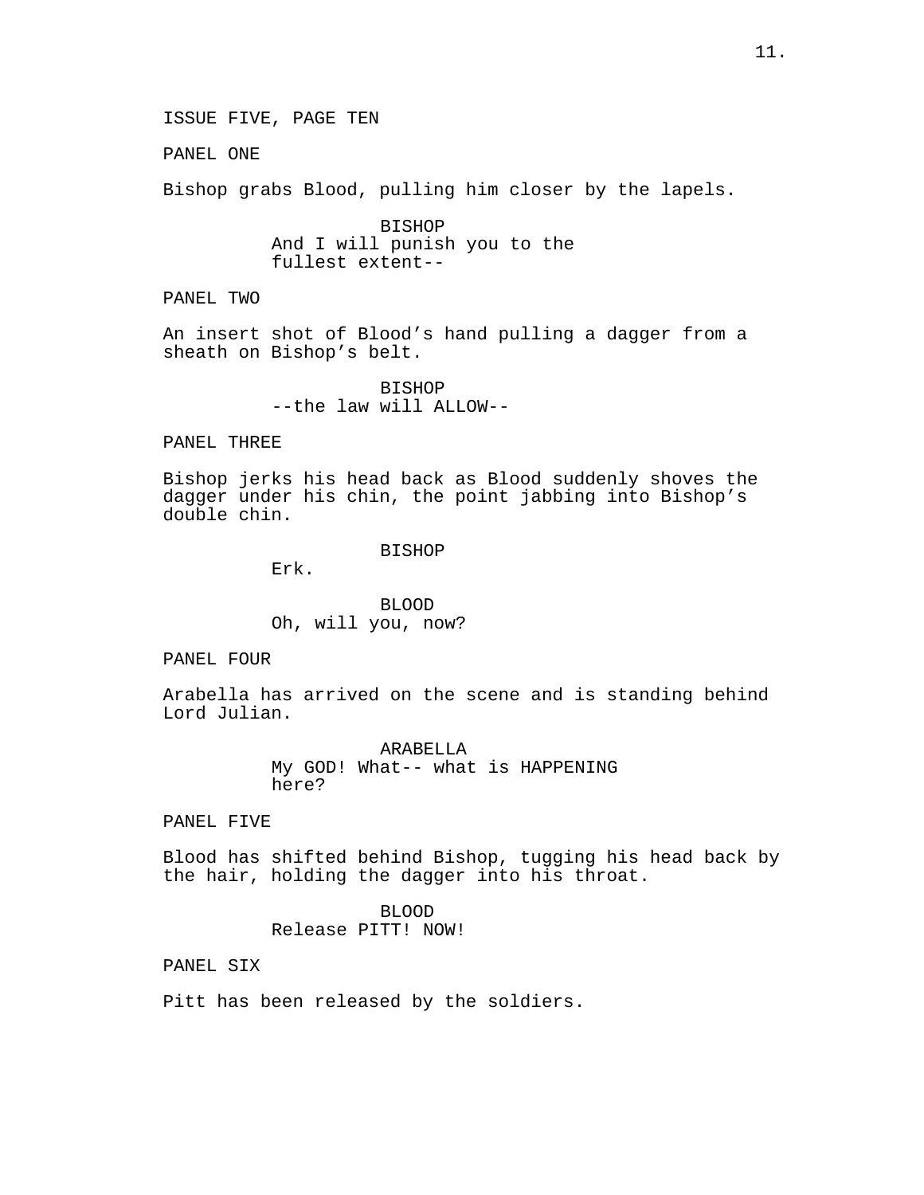ISSUE FIVE, PAGE TEN

PANEL ONE

Bishop grabs Blood, pulling him closer by the lapels.

BISHOP
And I will punish you to the fullest extent--

PANEL TWO

An insert shot of Blood's hand pulling a dagger from a sheath on Bishop's belt.

BISHOP
--the law will ALLOW--

PANEL THREE

Bishop jerks his head back as Blood suddenly shoves the dagger under his chin, the point jabbing into Bishop's double chin.

BISHOP
Erk.

BLOOD
Oh, will you, now?

PANEL FOUR

Arabella has arrived on the scene and is standing behind Lord Julian.

ARABELLA
My GOD! What-- what is HAPPENING here?

PANEL FIVE

Blood has shifted behind Bishop, tugging his head back by the hair, holding the dagger into his throat.

BLOOD
Release PITT! NOW!

PANEL SIX

Pitt has been released by the soldiers.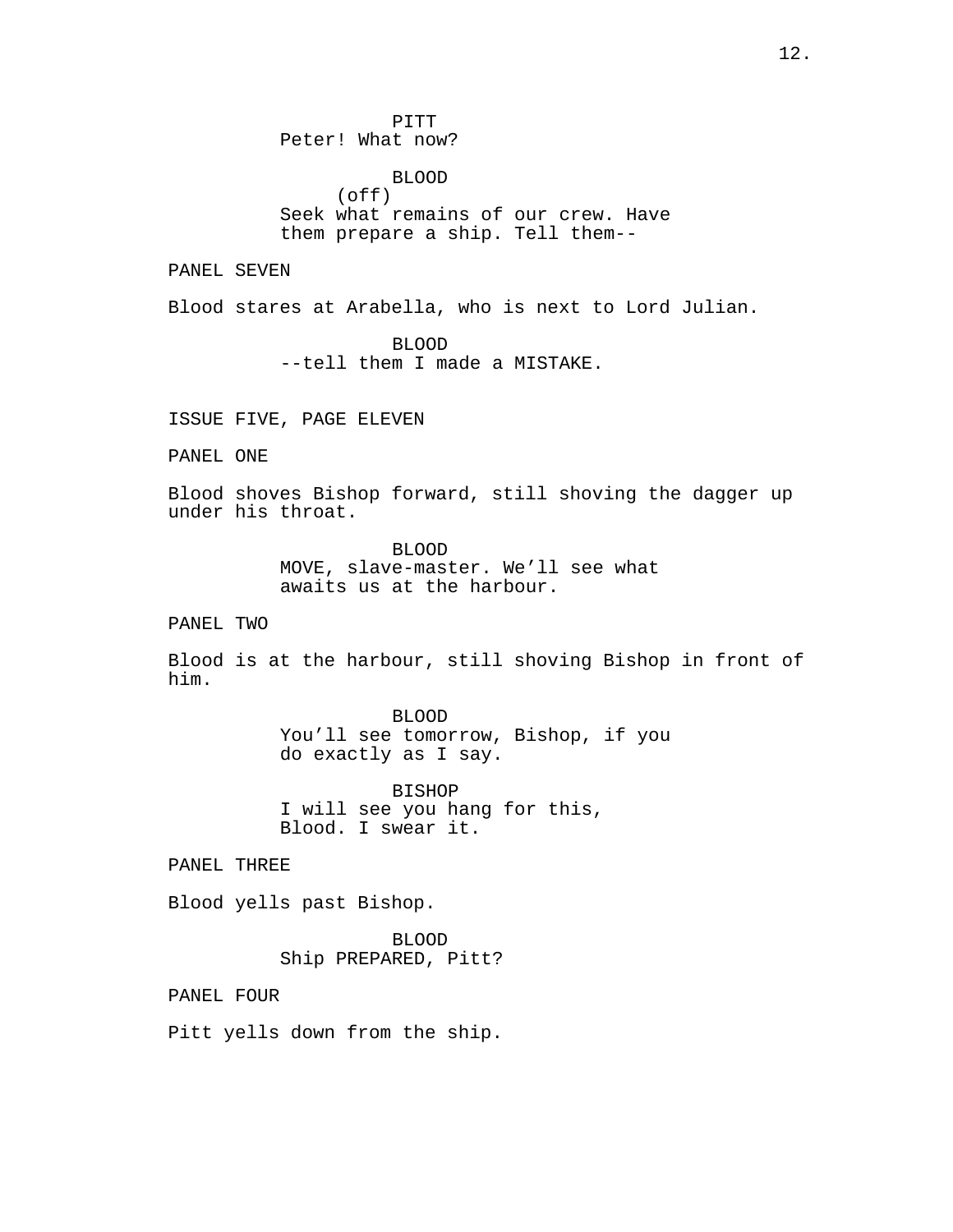PITT
Peter! What now?

BLOOD
(off)
Seek what remains of our crew. Have them prepare a ship. Tell them--

PANEL SEVEN

Blood stares at Arabella, who is next to Lord Julian.

BLOOD
--tell them I made a MISTAKE.

ISSUE FIVE, PAGE ELEVEN

PANEL ONE

Blood shoves Bishop forward, still shoving the dagger up under his throat.

BLOOD
MOVE, slave-master. We'll see what awaits us at the harbour.

PANEL TWO

Blood is at the harbour, still shoving Bishop in front of him.

BLOOD
You'll see tomorrow, Bishop, if you do exactly as I say.

BISHOP
I will see you hang for this, Blood. I swear it.

PANEL THREE

Blood yells past Bishop.

BLOOD
Ship PREPARED, Pitt?

PANEL FOUR

Pitt yells down from the ship.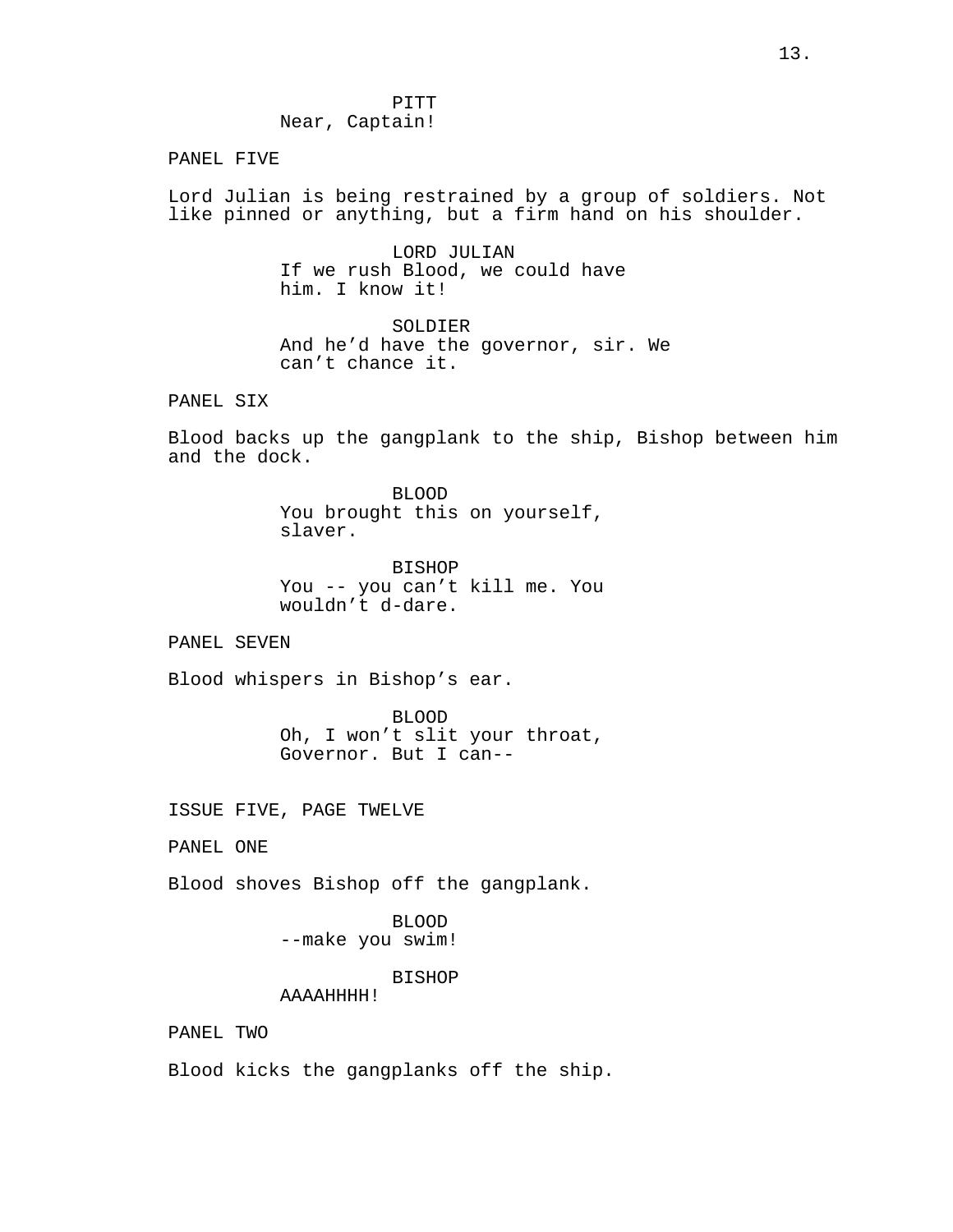PITT
Near, Captain!

PANEL FIVE

Lord Julian is being restrained by a group of soldiers. Not like pinned or anything, but a firm hand on his shoulder.

LORD JULIAN
If we rush Blood, we could have him. I know it!

SOLDIER
And he'd have the governor, sir. We can't chance it.

PANEL SIX

Blood backs up the gangplank to the ship, Bishop between him and the dock.

BLOOD
You brought this on yourself, slaver.

BISHOP
You -- you can't kill me. You wouldn't d-dare.

PANEL SEVEN

Blood whispers in Bishop's ear.

BLOOD
Oh, I won't slit your throat, Governor. But I can--

ISSUE FIVE, PAGE TWELVE

PANEL ONE

Blood shoves Bishop off the gangplank.

BLOOD
--make you swim!

BISHOP
AAAAHHHH!

PANEL TWO

Blood kicks the gangplanks off the ship.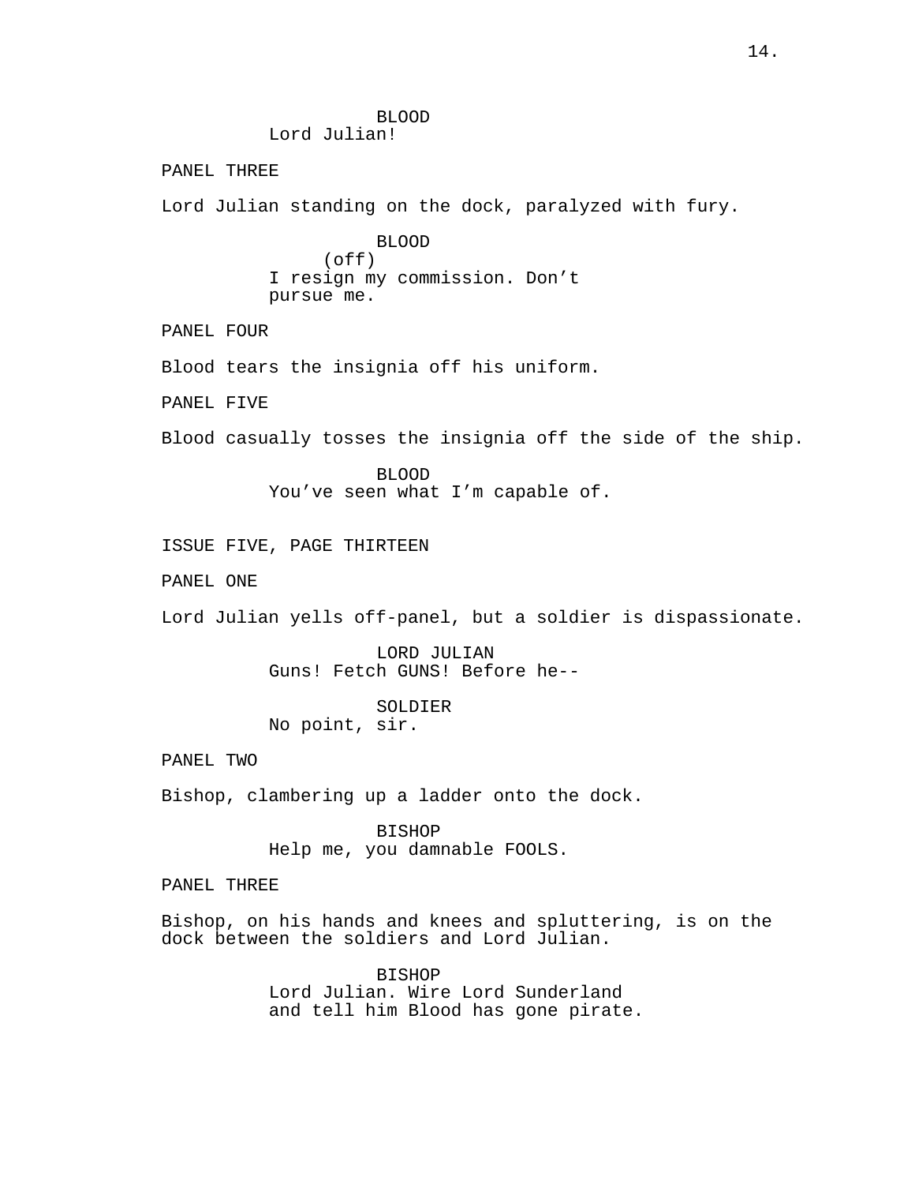BLOOD
Lord Julian!

PANEL THREE

Lord Julian standing on the dock, paralyzed with fury.

BLOOD
(off)
I resign my commission. Don't pursue me.

PANEL FOUR

Blood tears the insignia off his uniform.

PANEL FIVE

Blood casually tosses the insignia off the side of the ship.

BLOOD
You've seen what I'm capable of.

ISSUE FIVE, PAGE THIRTEEN

PANEL ONE

Lord Julian yells off-panel, but a soldier is dispassionate.

LORD JULIAN
Guns! Fetch GUNS! Before he--

SOLDIER
No point, sir.

PANEL TWO

Bishop, clambering up a ladder onto the dock.

BISHOP
Help me, you damnable FOOLS.

PANEL THREE

Bishop, on his hands and knees and spluttering, is on the dock between the soldiers and Lord Julian.

BISHOP
Lord Julian. Wire Lord Sunderland and tell him Blood has gone pirate.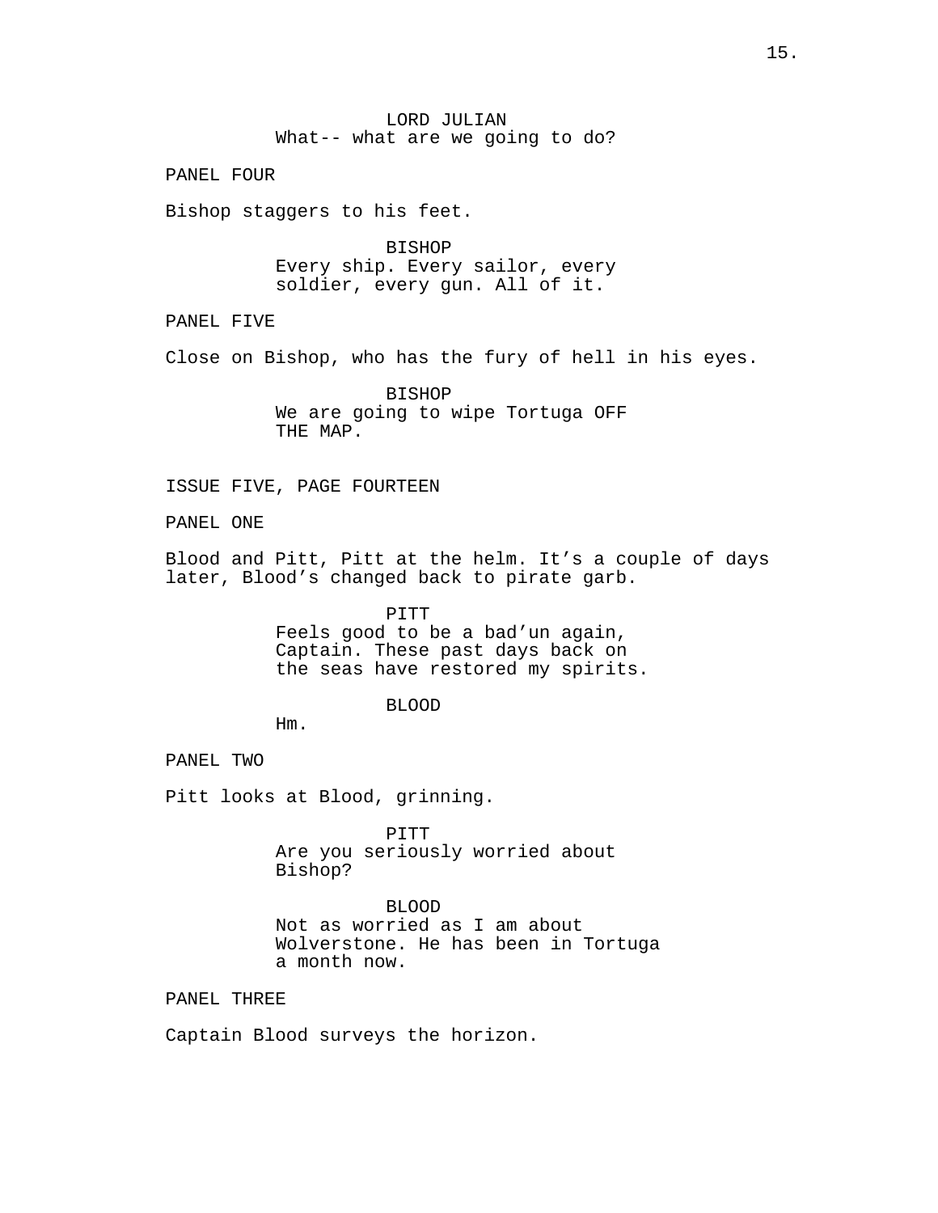LORD JULIAN
What-- what are we going to do?

PANEL FOUR

Bishop staggers to his feet.

BISHOP
Every ship. Every sailor, every soldier, every gun. All of it.

PANEL FIVE

Close on Bishop, who has the fury of hell in his eyes.

BISHOP
We are going to wipe Tortuga OFF THE MAP.

ISSUE FIVE, PAGE FOURTEEN

PANEL ONE

Blood and Pitt, Pitt at the helm. It’s a couple of days later, Blood’s changed back to pirate garb.

PITT
Feels good to be a bad’un again, Captain. These past days back on the seas have restored my spirits.

BLOOD
Hm.

PANEL TWO

Pitt looks at Blood, grinning.

PITT
Are you seriously worried about Bishop?

BLOOD
Not as worried as I am about Wolverstone. He has been in Tortuga a month now.

PANEL THREE

Captain Blood surveys the horizon.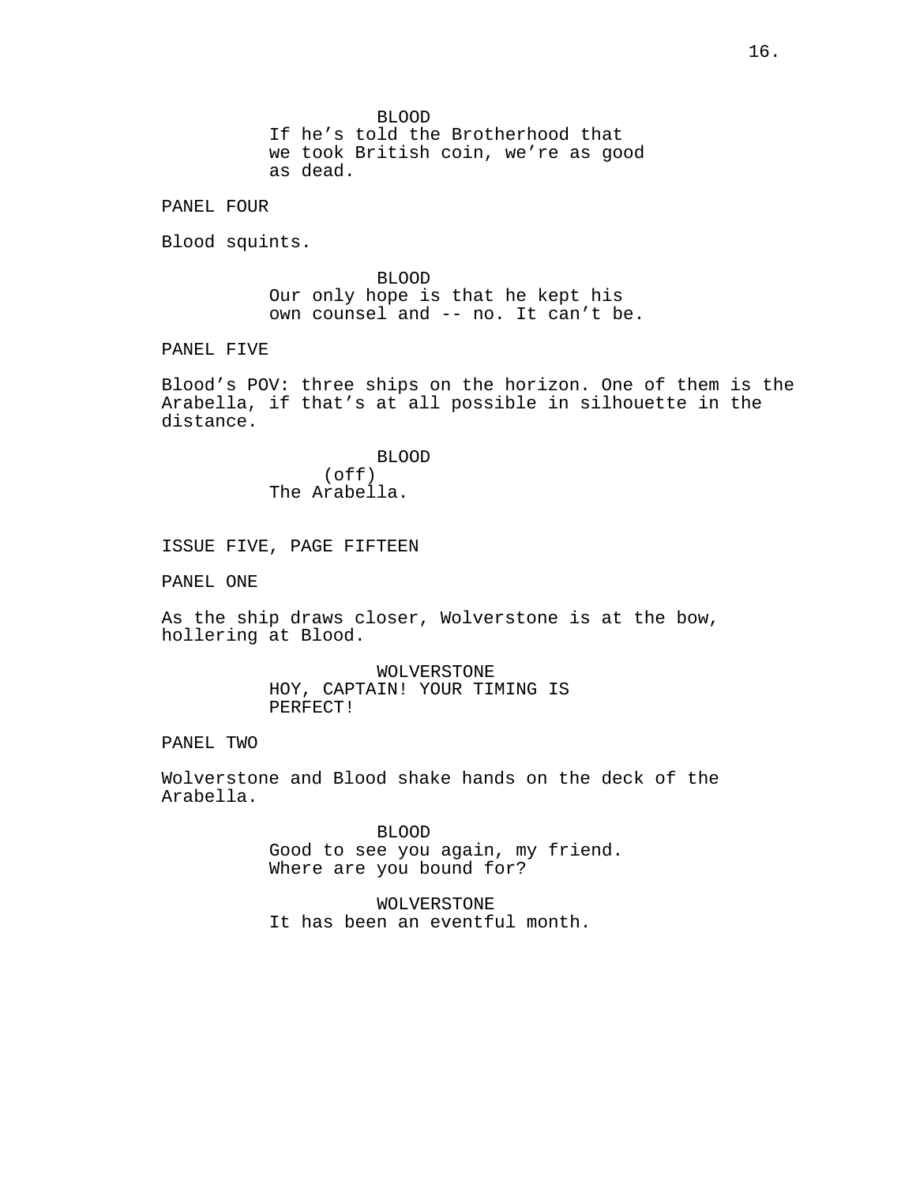BLOOD
If he's told the Brotherhood that we took British coin, we're as good as dead.

PANEL FOUR

Blood squints.

BLOOD
Our only hope is that he kept his own counsel and -- no. It can't be.

PANEL FIVE

Blood's POV: three ships on the horizon. One of them is the Arabella, if that's at all possible in silhouette in the distance.

BLOOD
(off)
The Arabella.

ISSUE FIVE, PAGE FIFTEEN

PANEL ONE

As the ship draws closer, Wolverstone is at the bow, hollering at Blood.

WOLVERSTONE
HOY, CAPTAIN! YOUR TIMING IS PERFECT!

PANEL TWO

Wolverstone and Blood shake hands on the deck of the Arabella.

BLOOD
Good to see you again, my friend. Where are you bound for?

WOLVERSTONE
It has been an eventful month.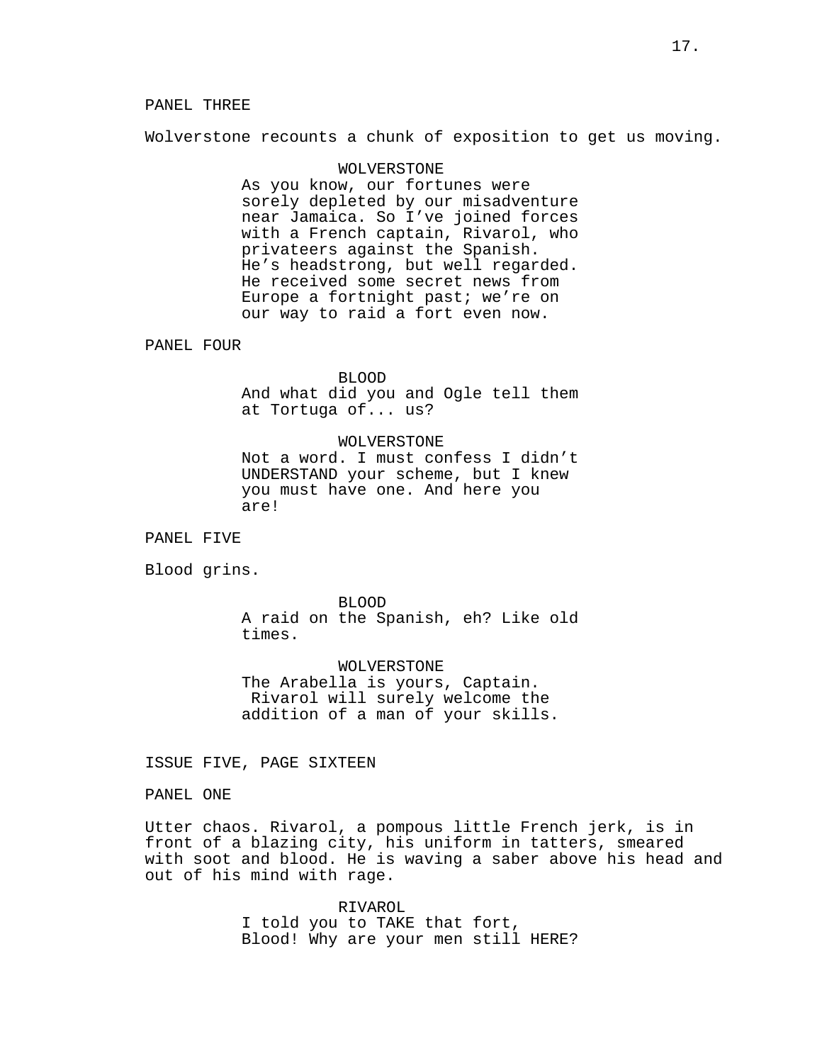PANEL THREE

Wolverstone recounts a chunk of exposition to get us moving.

WOLVERSTONE
As you know, our fortunes were sorely depleted by our misadventure near Jamaica. So I've joined forces with a French captain, Rivarol, who privateers against the Spanish. He's headstrong, but well regarded. He received some secret news from Europe a fortnight past; we're on our way to raid a fort even now.

PANEL FOUR

BLOOD
And what did you and Ogle tell them at Tortuga of... us?

WOLVERSTONE
Not a word. I must confess I didn't UNDERSTAND your scheme, but I knew you must have one. And here you are!

PANEL FIVE

Blood grins.

BLOOD
A raid on the Spanish, eh? Like old times.

WOLVERSTONE
The Arabella is yours, Captain. Rivarol will surely welcome the addition of a man of your skills.

ISSUE FIVE, PAGE SIXTEEN

PANEL ONE

Utter chaos. Rivarol, a pompous little French jerk, is in front of a blazing city, his uniform in tatters, smeared with soot and blood. He is waving a saber above his head and out of his mind with rage.

RIVAROL
I told you to TAKE that fort, Blood! Why are your men still HERE?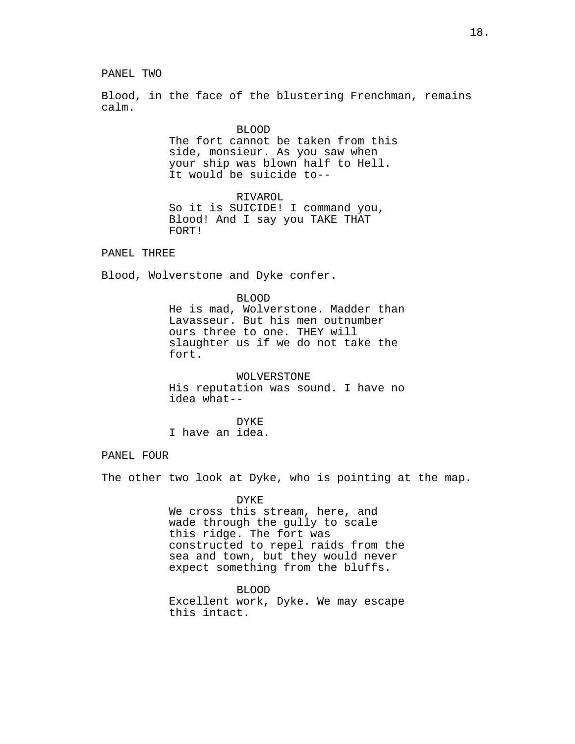PANEL TWO

Blood, in the face of the blustering Frenchman, remains calm.

BLOOD
The fort cannot be taken from this side, monsieur. As you saw when your ship was blown half to Hell. It would be suicide to--

RIVAROL
So it is SUICIDE! I command you, Blood! And I say you TAKE THAT FORT!

PANEL THREE

Blood, Wolverstone and Dyke confer.

BLOOD
He is mad, Wolverstone. Madder than Lavasseur. But his men outnumber ours three to one. THEY will slaughter us if we do not take the fort.

WOLVERSTONE
His reputation was sound. I have no idea what--

DYKE
I have an idea.

PANEL FOUR

The other two look at Dyke, who is pointing at the map.

DYKE
We cross this stream, here, and wade through the gully to scale this ridge. The fort was constructed to repel raids from the sea and town, but they would never expect something from the bluffs.

BLOOD
Excellent work, Dyke. We may escape this intact.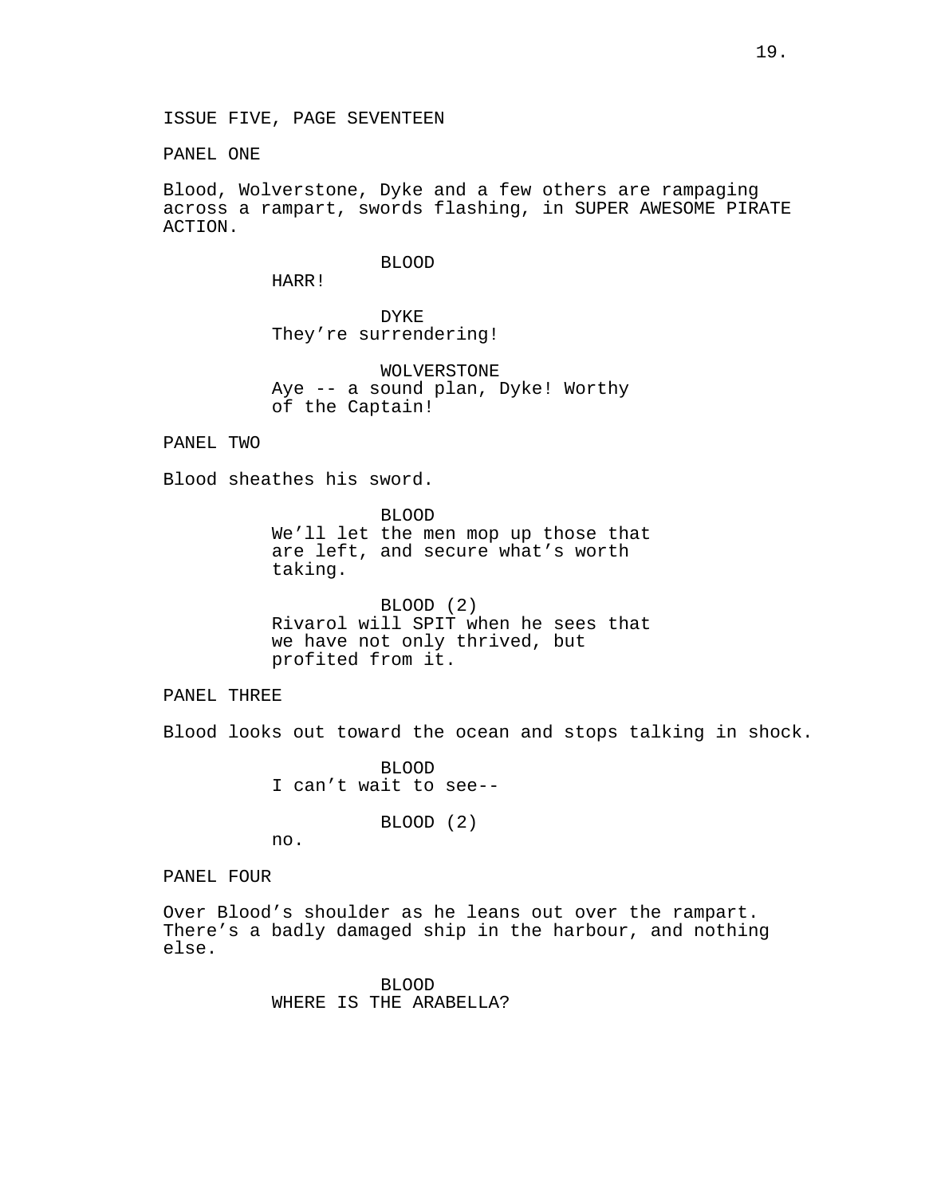ISSUE FIVE, PAGE SEVENTEEN

PANEL ONE

Blood, Wolverstone, Dyke and a few others are rampaging across a rampart, swords flashing, in SUPER AWESOME PIRATE ACTION.

BLOOD
HARR!

DYKE
They're surrendering!

WOLVERSTONE
Aye -- a sound plan, Dyke! Worthy of the Captain!

PANEL TWO

Blood sheathes his sword.

BLOOD
We'll let the men mop up those that are left, and secure what's worth taking.

BLOOD (2)
Rivarol will SPIT when he sees that we have not only thrived, but profited from it.

PANEL THREE

Blood looks out toward the ocean and stops talking in shock.

BLOOD
I can't wait to see--

BLOOD (2)
no.

PANEL FOUR

Over Blood's shoulder as he leans out over the rampart. There's a badly damaged ship in the harbour, and nothing else.

BLOOD
WHERE IS THE ARABELLA?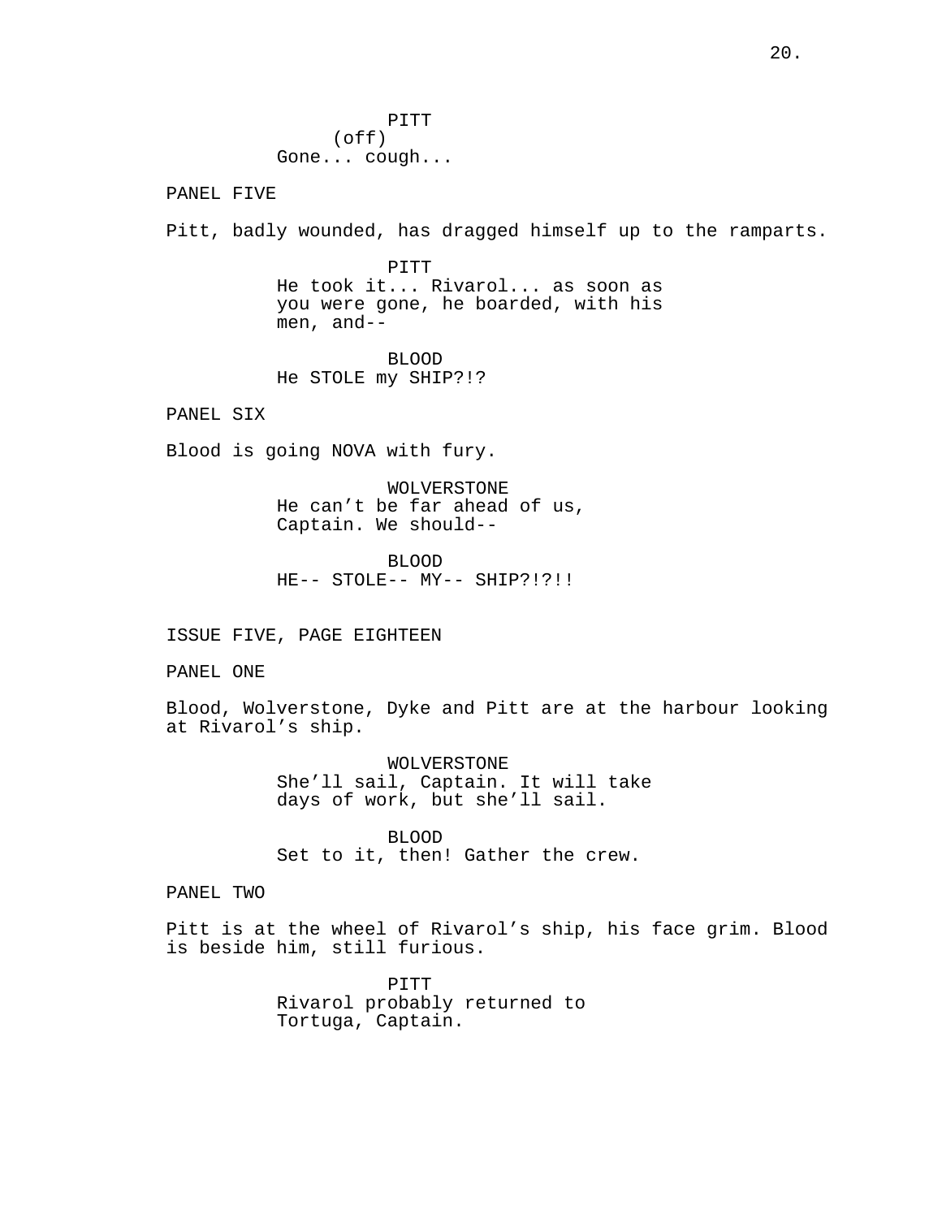PITT
(off)
Gone... cough...

PANEL FIVE

Pitt, badly wounded, has dragged himself up to the ramparts.

PITT
He took it... Rivarol... as soon as you were gone, he boarded, with his men, and--

BLOOD
He STOLE my SHIP?!?

PANEL SIX

Blood is going NOVA with fury.

WOLVERSTONE
He can't be far ahead of us, Captain. We should--

BLOOD
HE-- STOLE-- MY-- SHIP?!?!!

ISSUE FIVE, PAGE EIGHTEEN

PANEL ONE

Blood, Wolverstone, Dyke and Pitt are at the harbour looking at Rivarol's ship.

WOLVERSTONE
She'll sail, Captain. It will take days of work, but she'll sail.

BLOOD
Set to it, then! Gather the crew.

PANEL TWO

Pitt is at the wheel of Rivarol's ship, his face grim. Blood is beside him, still furious.

PITT
Rivarol probably returned to Tortuga, Captain.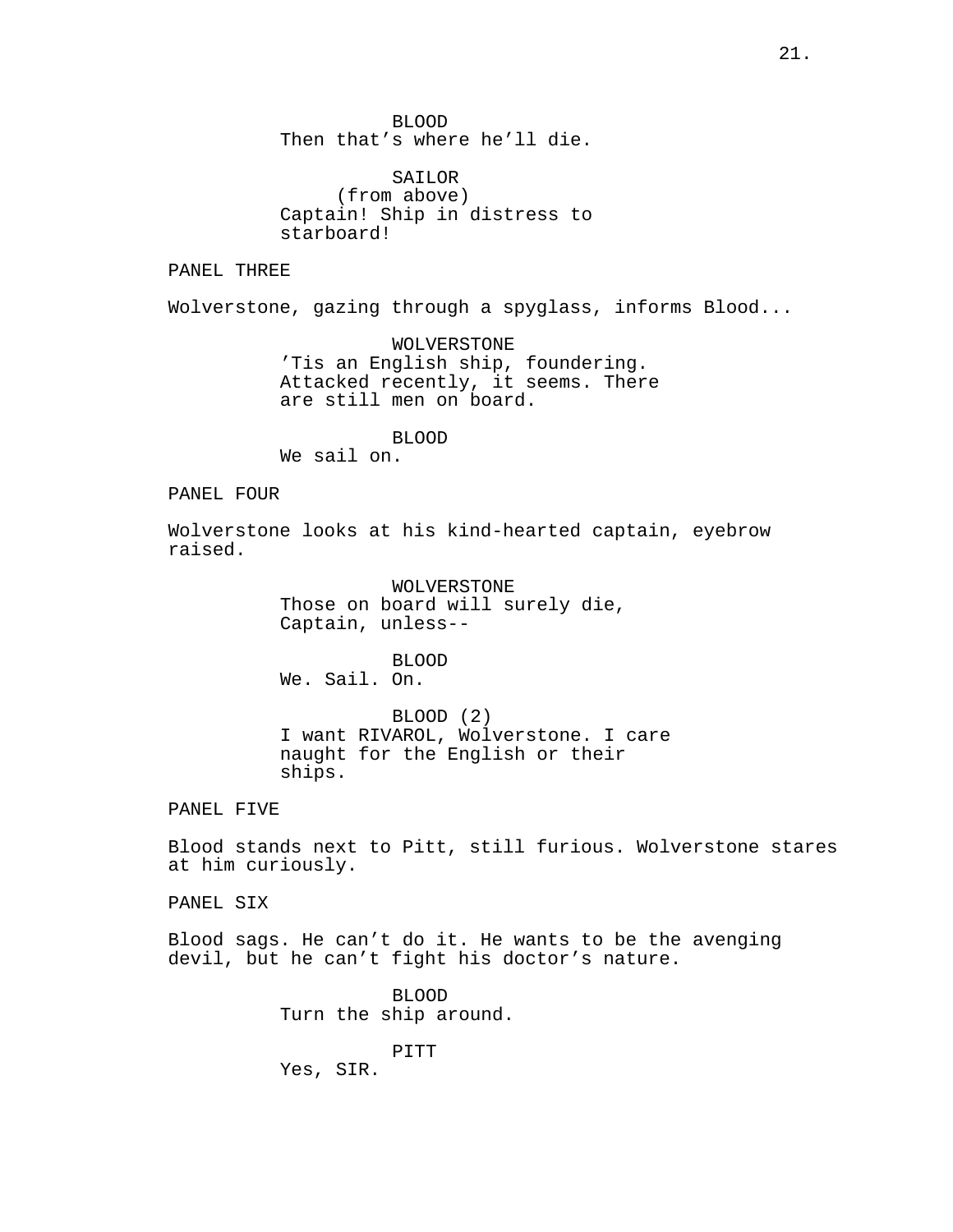BLOOD
Then that’s where he’ll die.

SAILOR
(from above)
Captain! Ship in distress to starboard!

PANEL THREE

Wolverstone, gazing through a spyglass, informs Blood...

WOLVERSTONE
’Tis an English ship, foundering. Attacked recently, it seems. There are still men on board.

BLOOD
We sail on.

PANEL FOUR

Wolverstone looks at his kind-hearted captain, eyebrow raised.

WOLVERSTONE
Those on board will surely die, Captain, unless--

BLOOD
We. Sail. On.

BLOOD (2)
I want RIVAROL, Wolverstone. I care naught for the English or their ships.

PANEL FIVE

Blood stands next to Pitt, still furious. Wolverstone stares at him curiously.

PANEL SIX

Blood sags. He can’t do it. He wants to be the avenging devil, but he can’t fight his doctor’s nature.

BLOOD
Turn the ship around.

PITT
Yes, SIR.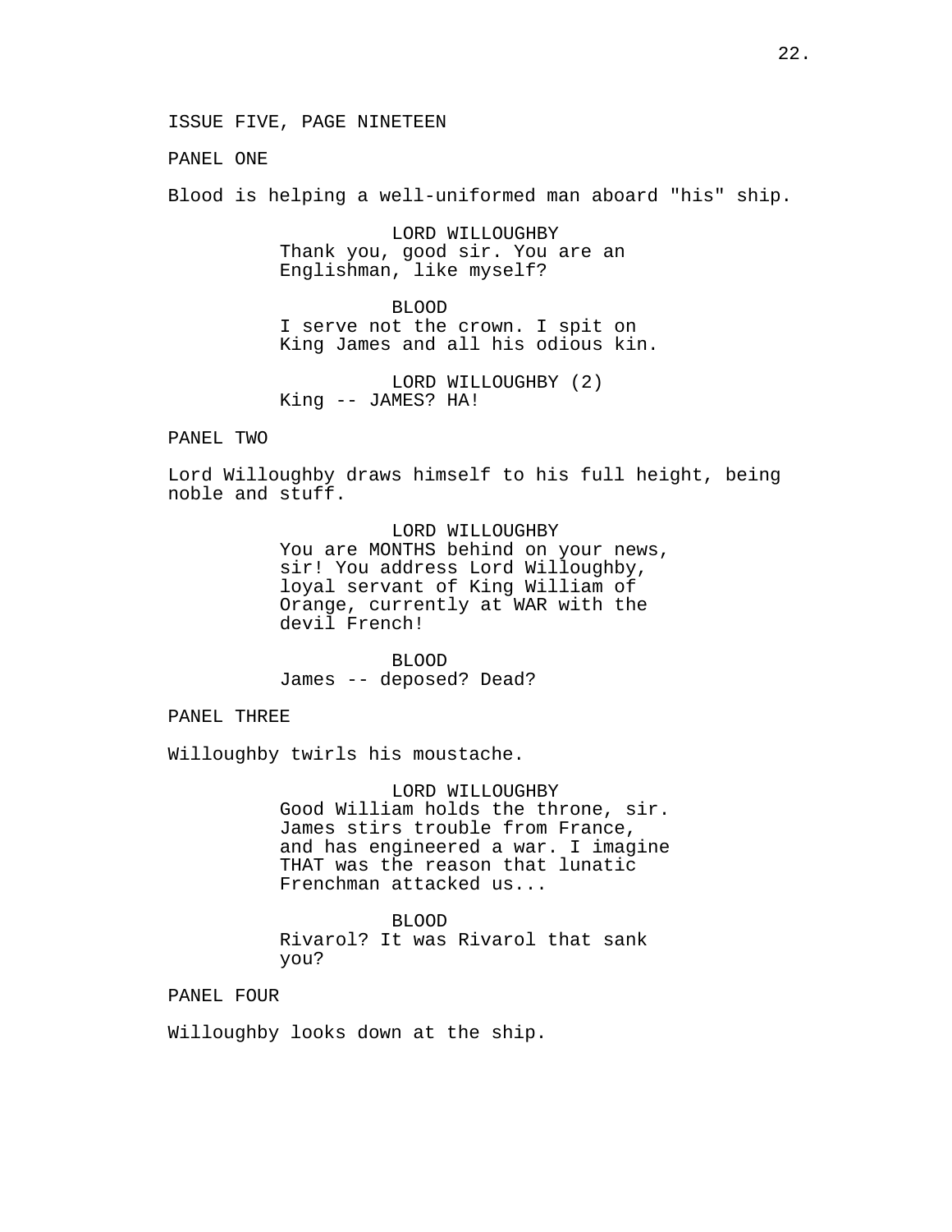ISSUE FIVE, PAGE NINETEEN

PANEL ONE

Blood is helping a well-uniformed man aboard "his" ship.

LORD WILLOUGHBY
Thank you, good sir. You are an Englishman, like myself?

BLOOD
I serve not the crown. I spit on King James and all his odious kin.

LORD WILLOUGHBY (2)
King -- JAMES? HA!

PANEL TWO

Lord Willoughby draws himself to his full height, being noble and stuff.

LORD WILLOUGHBY
You are MONTHS behind on your news, sir! You address Lord Willoughby, loyal servant of King William of Orange, currently at WAR with the devil French!

BLOOD
James -- deposed? Dead?

PANEL THREE

Willoughby twirls his moustache.

LORD WILLOUGHBY
Good William holds the throne, sir. James stirs trouble from France, and has engineered a war. I imagine THAT was the reason that lunatic Frenchman attacked us...

BLOOD
Rivarol? It was Rivarol that sank you?

PANEL FOUR

Willoughby looks down at the ship.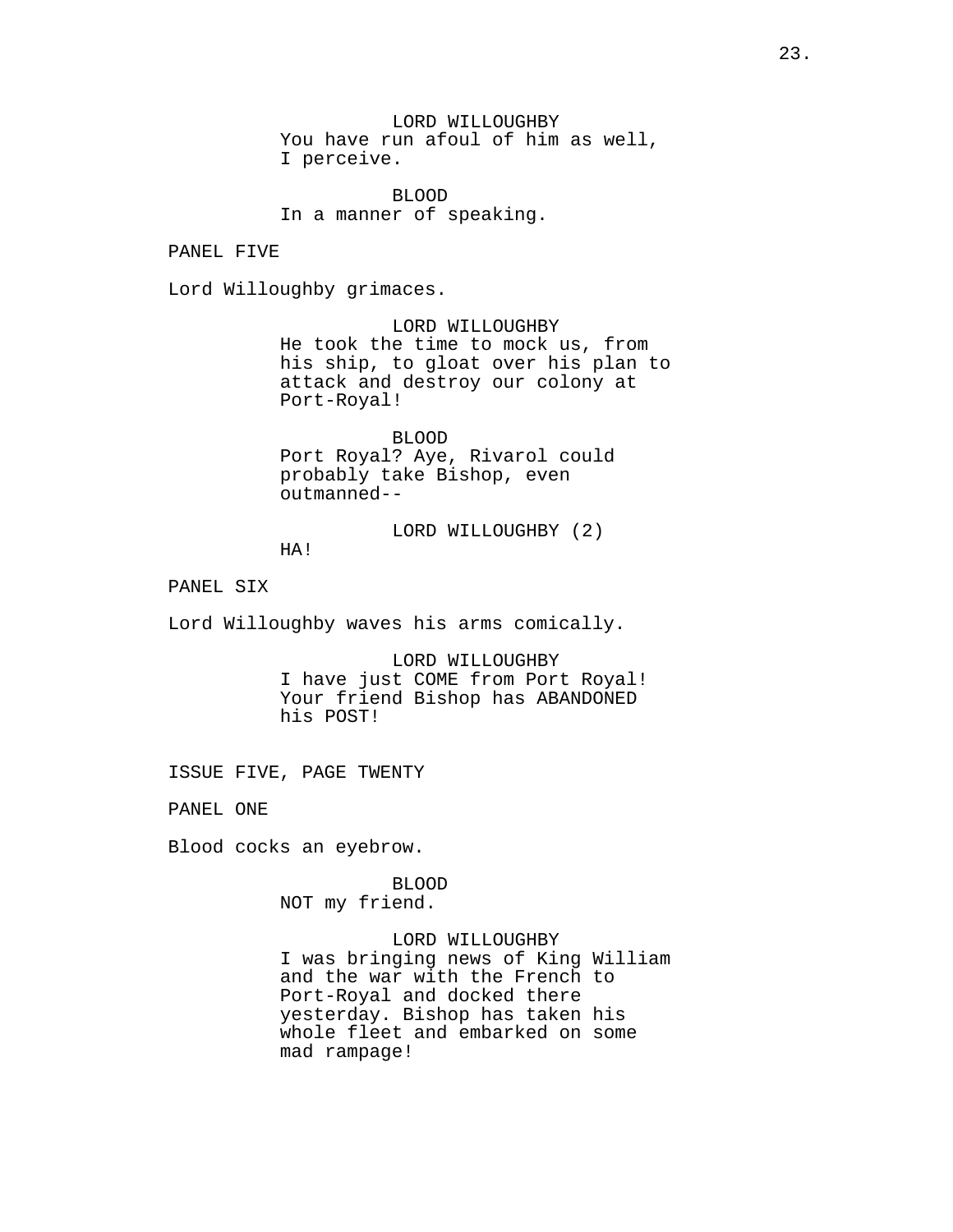LORD WILLOUGHBY
You have run afoul of him as well, I perceive.

BLOOD
In a manner of speaking.

PANEL FIVE

Lord Willoughby grimaces.

LORD WILLOUGHBY
He took the time to mock us, from his ship, to gloat over his plan to attack and destroy our colony at Port-Royal!

BLOOD
Port Royal? Aye, Rivarol could probably take Bishop, even outmanned--

LORD WILLOUGHBY (2)
HA!

PANEL SIX

Lord Willoughby waves his arms comically.

LORD WILLOUGHBY
I have just COME from Port Royal! Your friend Bishop has ABANDONED his POST!

ISSUE FIVE, PAGE TWENTY

PANEL ONE

Blood cocks an eyebrow.

BLOOD
NOT my friend.

LORD WILLOUGHBY
I was bringing news of King William and the war with the French to Port-Royal and docked there yesterday. Bishop has taken his whole fleet and embarked on some mad rampage!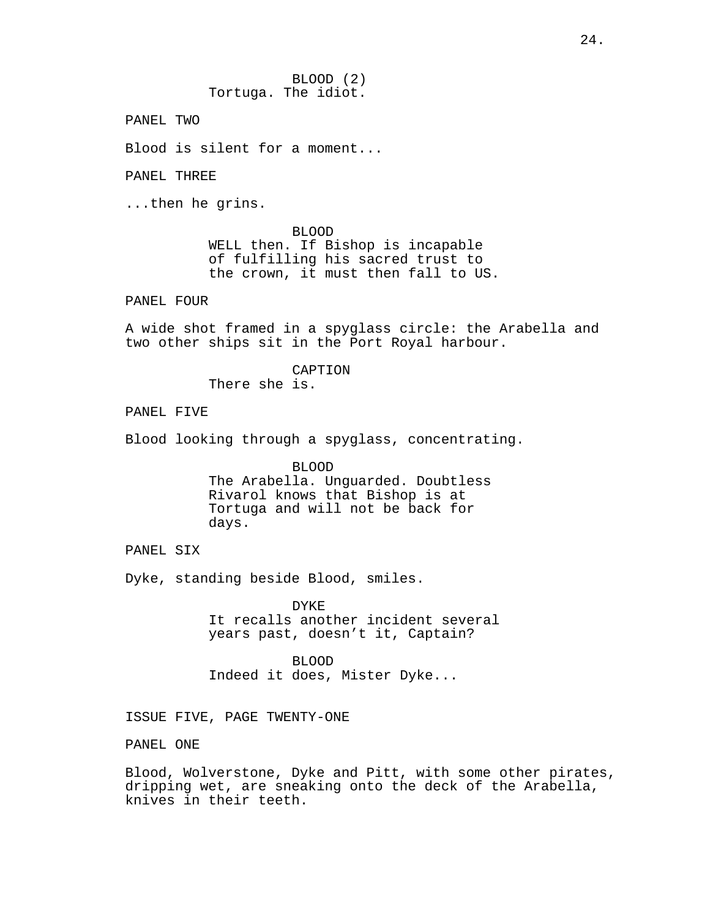BLOOD (2)
Tortuga. The idiot.

PANEL TWO

Blood is silent for a moment...

PANEL THREE

...then he grins.

BLOOD
WELL then. If Bishop is incapable of fulfilling his sacred trust to the crown, it must then fall to US.

PANEL FOUR

A wide shot framed in a spyglass circle: the Arabella and two other ships sit in the Port Royal harbour.

CAPTION
There she is.

PANEL FIVE

Blood looking through a spyglass, concentrating.

BLOOD
The Arabella. Unguarded. Doubtless Rivarol knows that Bishop is at Tortuga and will not be back for days.

PANEL SIX

Dyke, standing beside Blood, smiles.

DYKE
It recalls another incident several years past, doesn't it, Captain?

BLOOD
Indeed it does, Mister Dyke...

ISSUE FIVE, PAGE TWENTY-ONE

PANEL ONE

Blood, Wolverstone, Dyke and Pitt, with some other pirates, dripping wet, are sneaking onto the deck of the Arabella, knives in their teeth.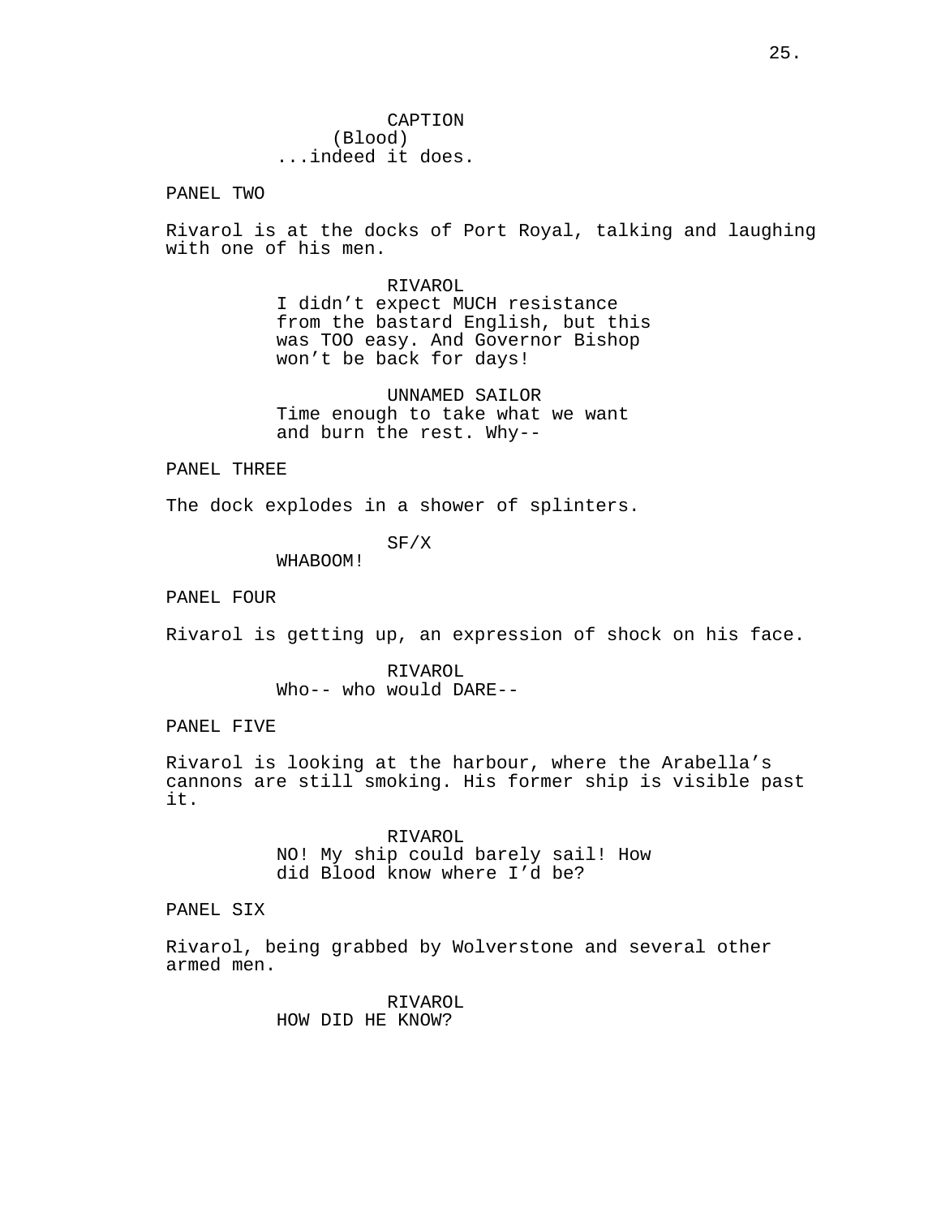CAPTION
(Blood)
...indeed it does.

PANEL TWO

Rivarol is at the docks of Port Royal, talking and laughing with one of his men.

RIVAROL
I didn't expect MUCH resistance from the bastard English, but this was TOO easy. And Governor Bishop won't be back for days!

UNNAMED SAILOR
Time enough to take what we want and burn the rest. Why--

PANEL THREE

The dock explodes in a shower of splinters.

SF/X
WHABOOM!

PANEL FOUR

Rivarol is getting up, an expression of shock on his face.

RIVAROL
Who-- who would DARE--

PANEL FIVE

Rivarol is looking at the harbour, where the Arabella's cannons are still smoking. His former ship is visible past it.

RIVAROL
NO! My ship could barely sail! How did Blood know where I'd be?

PANEL SIX

Rivarol, being grabbed by Wolverstone and several other armed men.

RIVAROL
HOW DID HE KNOW?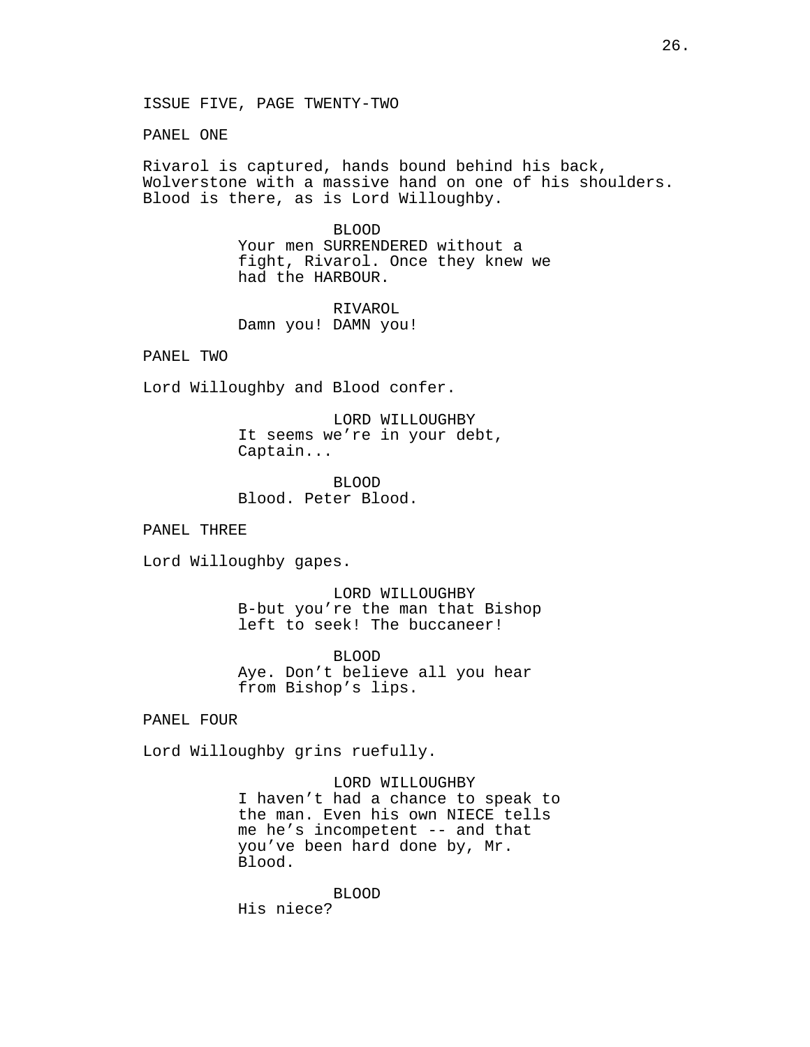ISSUE FIVE, PAGE TWENTY-TWO

PANEL ONE

Rivarol is captured, hands bound behind his back, Wolverstone with a massive hand on one of his shoulders. Blood is there, as is Lord Willoughby.

BLOOD
Your men SURRENDERED without a fight, Rivarol. Once they knew we had the HARBOUR.

RIVAROL
Damn you! DAMN you!

PANEL TWO

Lord Willoughby and Blood confer.

LORD WILLOUGHBY
It seems we're in your debt, Captain...

BLOOD
Blood. Peter Blood.

PANEL THREE

Lord Willoughby gapes.

LORD WILLOUGHBY
B-but you're the man that Bishop left to seek! The buccaneer!

BLOOD
Aye. Don't believe all you hear from Bishop's lips.

PANEL FOUR

Lord Willoughby grins ruefully.

LORD WILLOUGHBY
I haven't had a chance to speak to the man. Even his own NIECE tells me he's incompetent -- and that you've been hard done by, Mr. Blood.

BLOOD
His niece?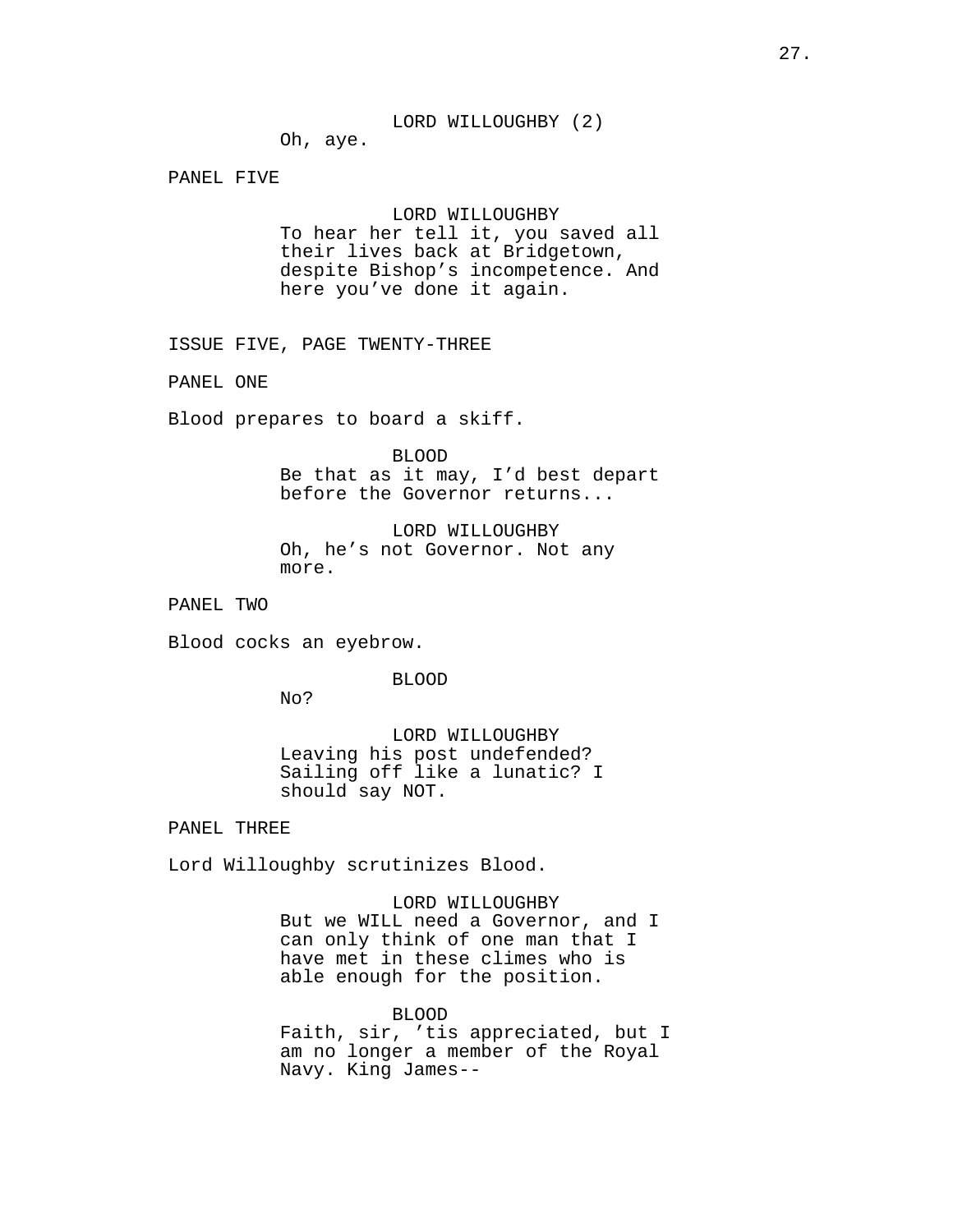LORD WILLOUGHBY (2)

Oh, aye.

PANEL FIVE

LORD WILLOUGHBY

To hear her tell it, you saved all their lives back at Bridgetown, despite Bishop's incompetence. And here you've done it again.

ISSUE FIVE, PAGE TWENTY-THREE

PANEL ONE

Blood prepares to board a skiff.

BLOOD

Be that as it may, I'd best depart before the Governor returns...

LORD WILLOUGHBY

Oh, he's not Governor. Not any more.

PANEL TWO

Blood cocks an eyebrow.

BLOOD

No?

LORD WILLOUGHBY

Leaving his post undefended? Sailing off like a lunatic? I should say NOT.

PANEL THREE

Lord Willoughby scrutinizes Blood.

LORD WILLOUGHBY

But we WILL need a Governor, and I can only think of one man that I have met in these climes who is able enough for the position.

BLOOD

Faith, sir, 'tis appreciated, but I am no longer a member of the Royal Navy. King James--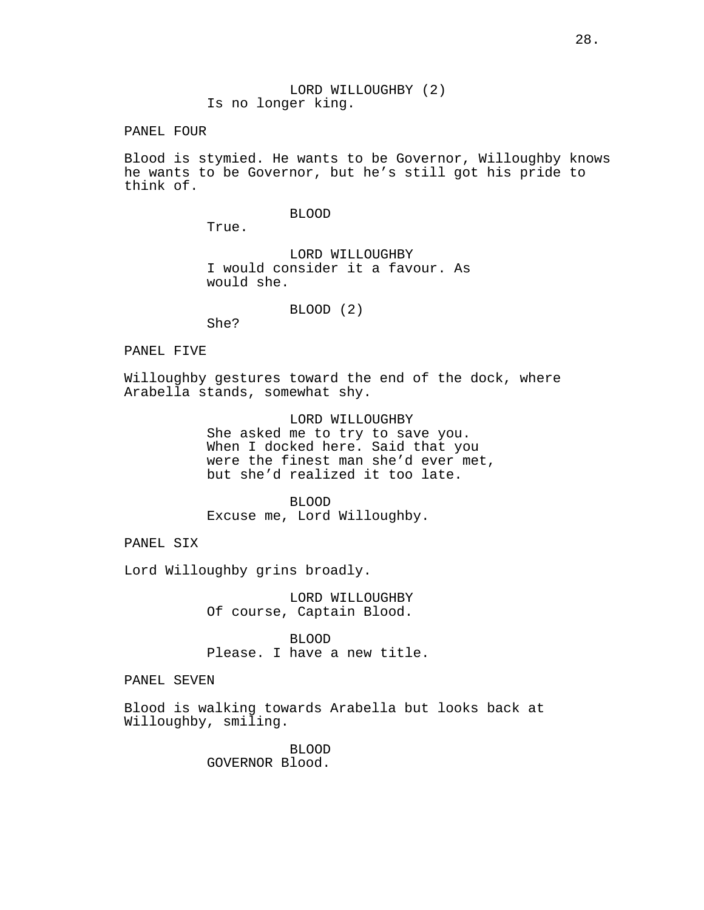LORD WILLOUGHBY (2)
Is no longer king.

PANEL FOUR

Blood is stymied. He wants to be Governor, Willoughby knows he wants to be Governor, but he's still got his pride to think of.

BLOOD
True.

LORD WILLOUGHBY
I would consider it a favour. As would she.

BLOOD (2)
She?

PANEL FIVE

Willoughby gestures toward the end of the dock, where Arabella stands, somewhat shy.

LORD WILLOUGHBY
She asked me to try to save you. When I docked here. Said that you were the finest man she'd ever met, but she'd realized it too late.

BLOOD
Excuse me, Lord Willoughby.

PANEL SIX

Lord Willoughby grins broadly.

LORD WILLOUGHBY
Of course, Captain Blood.

BLOOD
Please. I have a new title.

PANEL SEVEN

Blood is walking towards Arabella but looks back at Willoughby, smiling.

BLOOD
GOVERNOR Blood.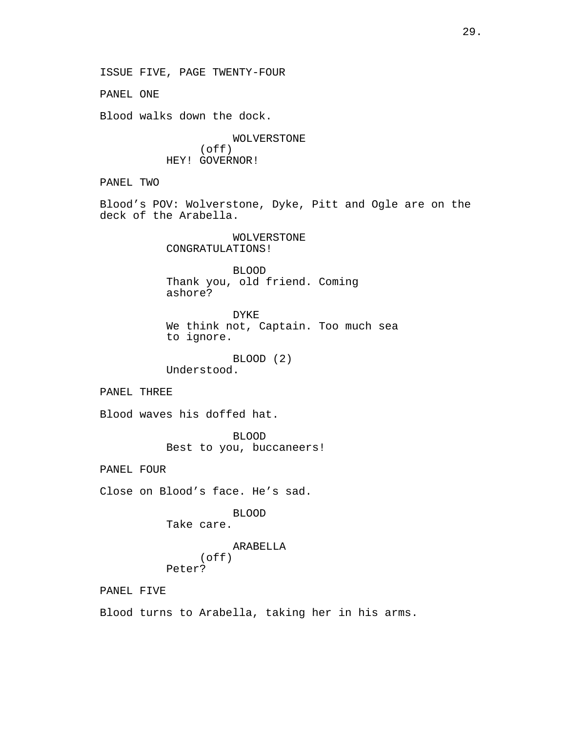ISSUE FIVE, PAGE TWENTY-FOUR

PANEL ONE

Blood walks down the dock.

WOLVERSTONE
(off)
HEY! GOVERNOR!

PANEL TWO

Blood’s POV: Wolverstone, Dyke, Pitt and Ogle are on the deck of the Arabella.

WOLVERSTONE
CONGRATULATIONS!

BLOOD
Thank you, old friend. Coming ashore?

DYKE
We think not, Captain. Too much sea to ignore.

BLOOD (2)
Understood.

PANEL THREE

Blood waves his doffed hat.

BLOOD
Best to you, buccaneers!

PANEL FOUR

Close on Blood’s face. He’s sad.

BLOOD
Take care.

ARABELLA
(off)
Peter?

PANEL FIVE

Blood turns to Arabella, taking her in his arms.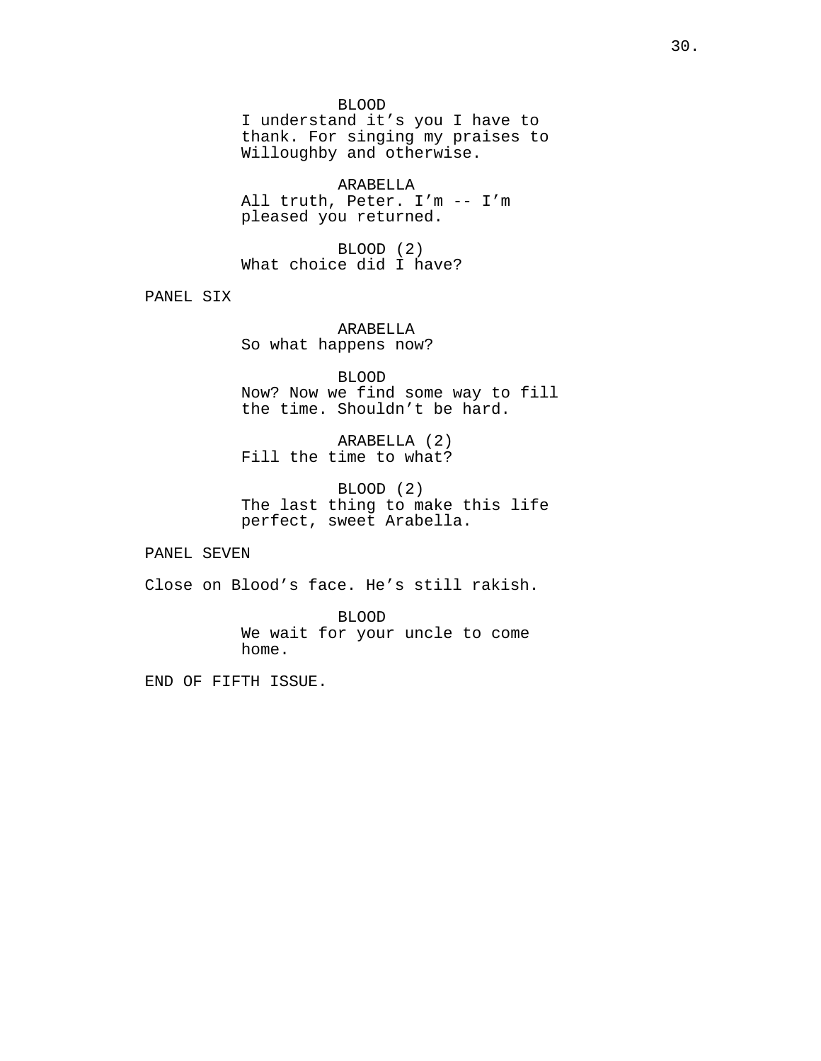BLOOD
I understand it's you I have to thank. For singing my praises to Willoughby and otherwise.

ARABELLA
All truth, Peter. I'm -- I'm pleased you returned.

BLOOD (2)
What choice did I have?

PANEL SIX

ARABELLA
So what happens now?

BLOOD
Now? Now we find some way to fill the time. Shouldn't be hard.

ARABELLA (2)
Fill the time to what?

BLOOD (2)
The last thing to make this life perfect, sweet Arabella.

PANEL SEVEN

Close on Blood's face. He's still rakish.

BLOOD
We wait for your uncle to come home.

END OF FIFTH ISSUE.